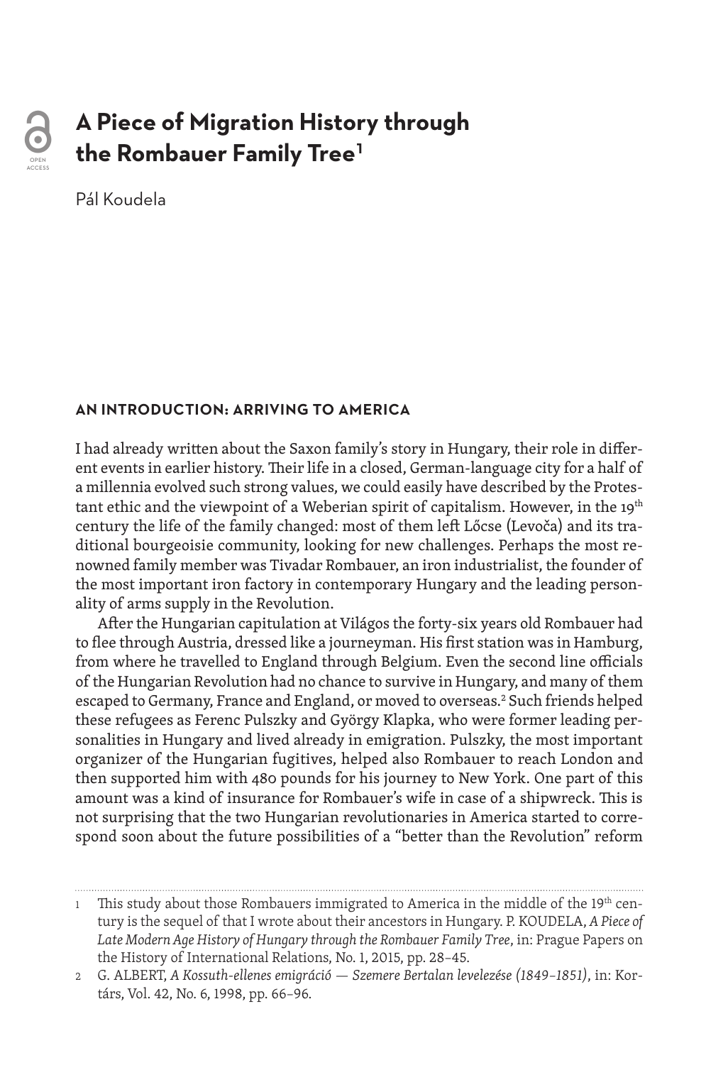# A Piece of Migration History through the Rombauer Family Tree[1]

Pál Koudela

## AN INTRODUCTION: ARRIVING TO AMERICA

I had already written about the Saxon family's story in Hungary, their role in different events in earlier history. Their life in a closed, German-language city for a half of a millennia evolved such strong values, we could easily have described by the Protestant ethic and the viewpoint of a Weberian spirit of capitalism. However, in the 19th century the life of the family changed: most of them left Lőcse (Levoča) and its traditional bourgeoisie community, looking for new challenges. Perhaps the most renowned family member was Tivadar Rombauer, an iron industrialist, the founder of the most important iron factory in contemporary Hungary and the leading personality of arms supply in the Revolution.

After the Hungarian capitulation at Világos the forty-six years old Rombauer had to flee through Austria, dressed like a journeyman. His first station was in Hamburg, from where he travelled to England through Belgium. Even the second line officials of the Hungarian Revolution had no chance to survive in Hungary, and many of them escaped to Germany, France and England, or moved to overseas.[2] Such friends helped these refugees as Ferenc Pulszky and György Klapka, who were former leading personalities in Hungary and lived already in emigration. Pulszky, the most important organizer of the Hungarian fugitives, helped also Rombauer to reach London and then supported him with 480 pounds for his journey to New York. One part of this amount was a kind of insurance for Rombauer's wife in case of a shipwreck. This is not surprising that the two Hungarian revolutionaries in America started to correspond soon about the future possibilities of a "better than the Revolution" reform

---

1 This study about those Rombauers immigrated to America in the middle of the 19th century is the sequel of that I wrote about their ancestors in Hungary. P. KOUDELA, *A Piece of Late Modern Age History of Hungary through the Rombauer Family Tree*, in: Prague Papers on the History of International Relations, No. 1, 2015, pp. 28–45.

2 G. ALBERT, *A Kossuth-ellenes emigráció — Szemere Bertalan levelezése (1849–1851)*, in: Kortárs, Vol. 42, No. 6, 1998, pp. 66–96.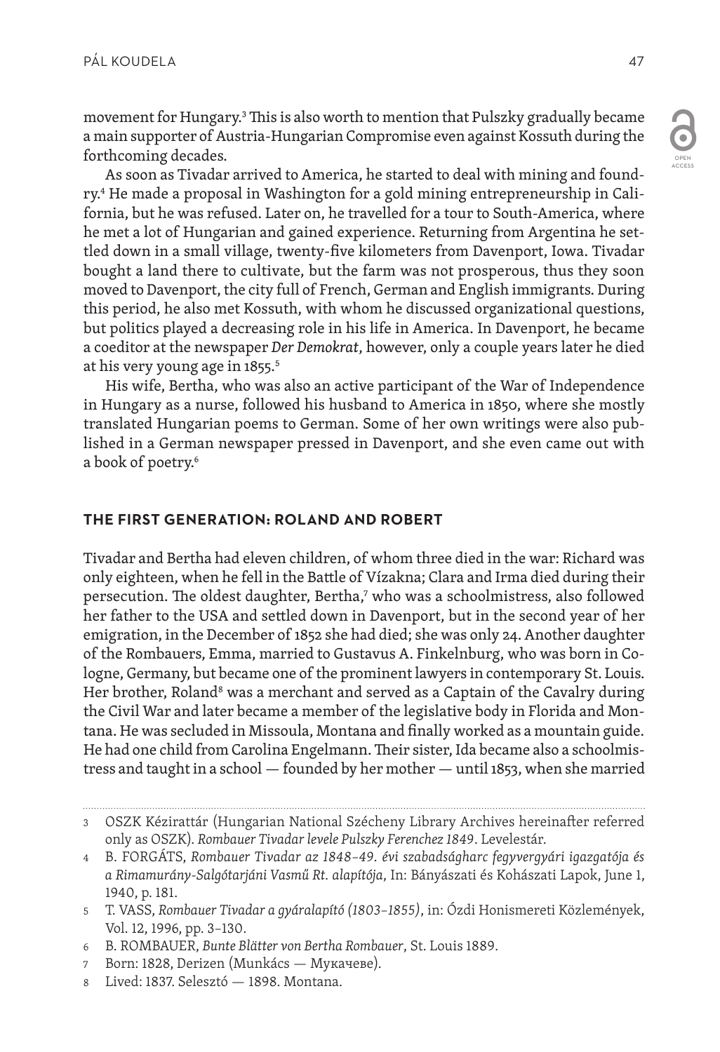movement for Hungary.[3] This is also worth to mention that Pulszky gradually became a main supporter of Austria-Hungarian Compromise even against Kossuth during the forthcoming decades.

As soon as Tivadar arrived to America, he started to deal with mining and foundry.[4] He made a proposal in Washington for a gold mining entrepreneurship in California, but he was refused. Later on, he travelled for a tour to South-America, where he met a lot of Hungarian and gained experience. Returning from Argentina he settled down in a small village, twenty-five kilometers from Davenport, Iowa. Tivadar bought a land there to cultivate, but the farm was not prosperous, thus they soon moved to Davenport, the city full of French, German and English immigrants. During this period, he also met Kossuth, with whom he discussed organizational questions, but politics played a decreasing role in his life in America. In Davenport, he became a coeditor at the newspaper *Der Demokrat*, however, only a couple years later he died at his very young age in 1855.[5]

His wife, Bertha, who was also an active participant of the War of Independence in Hungary as a nurse, followed his husband to America in 1850, where she mostly translated Hungarian poems to German. Some of her own writings were also published in a German newspaper pressed in Davenport, and she even came out with a book of poetry.[6]

## THE FIRST GENERATION: ROLAND AND ROBERT

Tivadar and Bertha had eleven children, of whom three died in the war: Richard was only eighteen, when he fell in the Battle of Vízakna; Clara and Irma died during their persecution. The oldest daughter, Bertha,[7] who was a schoolmistress, also followed her father to the USA and settled down in Davenport, but in the second year of her emigration, in the December of 1852 she had died; she was only 24. Another daughter of the Rombauers, Emma, married to Gustavus A. Finkelnburg, who was born in Cologne, Germany, but became one of the prominent lawyers in contemporary St. Louis. Her brother, Roland[8] was a merchant and served as a Captain of the Cavalry during the Civil War and later became a member of the legislative body in Florida and Montana. He was secluded in Missoula, Montana and finally worked as a mountain guide. He had one child from Carolina Engelmann. Their sister, Ida became also a schoolmistress and taught in a school — founded by her mother — until 1853, when she married

---

3 OSZK Kézirattár (Hungarian National Szécheny Library Archives hereinafter referred only as OSZK). *Rombauer Tivadar levele Pulszky Ferenchez 1849*. Levelestár.

4 B. FORGÁTS, *Rombauer Tivadar az 1848–49. évi szabadságharc fegyvergyári igazgatója és a Rimamurány-Salgótarjáni Vasmű Rt. alapítója*, In: Bányászati és Kohászati Lapok, June 1, 1940, p. 181.

5 T. VASS, *Rombauer Tivadar a gyáralapító (1803–1855)*, in: Ózdi Honismereti Közlemények, Vol. 12, 1996, pp. 3–130.

6 B. ROMBAUER, *Bunte Blätter von Bertha Rombauer*, St. Louis 1889.

7 Born: 1828, Derizen (Munkács — Мукачеве).

8 Lived: 1837. Selesztó — 1898. Montana.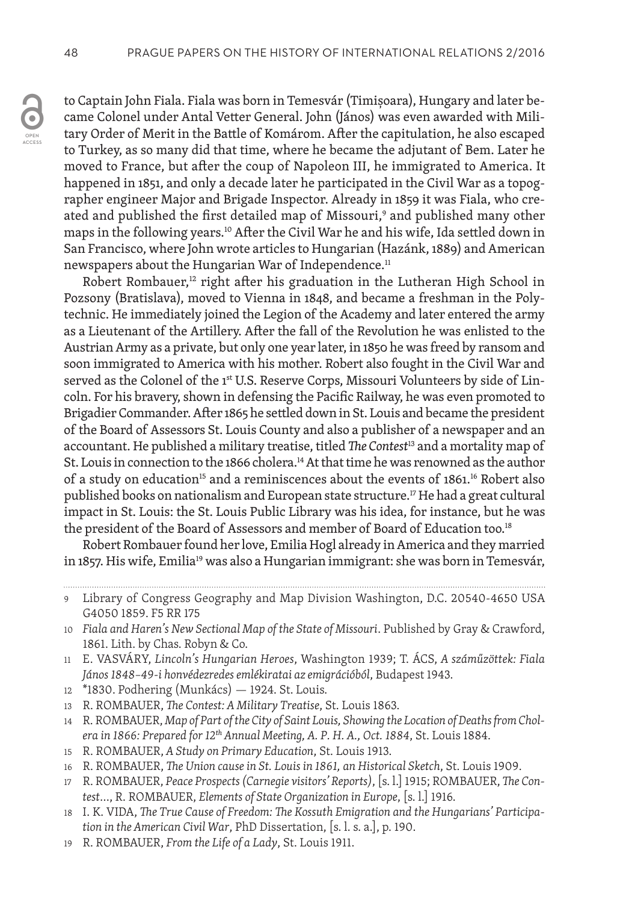to Captain John Fiala. Fiala was born in Temesvár (Timișoara), Hungary and later became Colonel under Antal Vetter General. John (János) was even awarded with Military Order of Merit in the Battle of Komárom. After the capitulation, he also escaped to Turkey, as so many did that time, where he became the adjutant of Bem. Later he moved to France, but after the coup of Napoleon III, he immigrated to America. It happened in 1851, and only a decade later he participated in the Civil War as a topographer engineer Major and Brigade Inspector. Already in 1859 it was Fiala, who created and published the first detailed map of Missouri,[9] and published many other maps in the following years.[10] After the Civil War he and his wife, Ida settled down in San Francisco, where John wrote articles to Hungarian (Hazánk, 1889) and American newspapers about the Hungarian War of Independence.[11]

Robert Rombauer,[12] right after his graduation in the Lutheran High School in Pozsony (Bratislava), moved to Vienna in 1848, and became a freshman in the Polytechnic. He immediately joined the Legion of the Academy and later entered the army as a Lieutenant of the Artillery. After the fall of the Revolution he was enlisted to the Austrian Army as a private, but only one year later, in 1850 he was freed by ransom and soon immigrated to America with his mother. Robert also fought in the Civil War and served as the Colonel of the 1st U.S. Reserve Corps, Missouri Volunteers by side of Lincoln. For his bravery, shown in defensing the Pacific Railway, he was even promoted to Brigadier Commander. After 1865 he settled down in St. Louis and became the president of the Board of Assessors St. Louis County and also a publisher of a newspaper and an accountant. He published a military treatise, titled *The Contest*[13] and a mortality map of St. Louis in connection to the 1866 cholera.[14] At that time he was renowned as the author of a study on education[15] and a reminiscences about the events of 1861.[16] Robert also published books on nationalism and European state structure.[17] He had a great cultural impact in St. Louis: the St. Louis Public Library was his idea, for instance, but he was the president of the Board of Assessors and member of Board of Education too.[18]

Robert Rombauer found her love, Emilia Hogl already in America and they married in 1857. His wife, Emilia[19] was also a Hungarian immigrant: she was born in Temesvár,

---

9 Library of Congress Geography and Map Division Washington, D.C. 20540-4650 USA G4050 1859. F5 RR 175

10 *Fiala and Haren's New Sectional Map of the State of Missouri*. Published by Gray & Crawford, 1861. Lith. by Chas. Robyn & Co.

11 E. VASVÁRY, *Lincoln's Hungarian Heroes*, Washington 1939; T. ÁCS, *A száműzöttek: Fiala János 1848–49-i honvédezredes emlékiratai az emigrációból*, Budapest 1943.

12 *1830. Podhering (Munkács) — 1924. St. Louis.

13 R. ROMBAUER, *The Contest: A Military Treatise*, St. Louis 1863.

14 R. ROMBAUER, *Map of Part of the City of Saint Louis, Showing the Location of Deaths from Cholera in 1866: Prepared for 12th Annual Meeting, A. P. H. A., Oct. 1884*, St. Louis 1884.

15 R. ROMBAUER, *A Study on Primary Education*, St. Louis 1913.

16 R. ROMBAUER, *The Union cause in St. Louis in 1861, an Historical Sketch*, St. Louis 1909.

17 R. ROMBAUER, *Peace Prospects (Carnegie visitors' Reports)*, [s. l.] 1915; ROMBAUER, *The Contest*..., R. ROMBAUER, *Elements of State Organization in Europe*, [s. l.] 1916.

18 I. K. VIDA, *The True Cause of Freedom: The Kossuth Emigration and the Hungarians' Participation in the American Civil War*, PhD Dissertation, [s. l. s. a.], p. 190.

19 R. ROMBAUER, *From the Life of a Lady*, St. Louis 1911.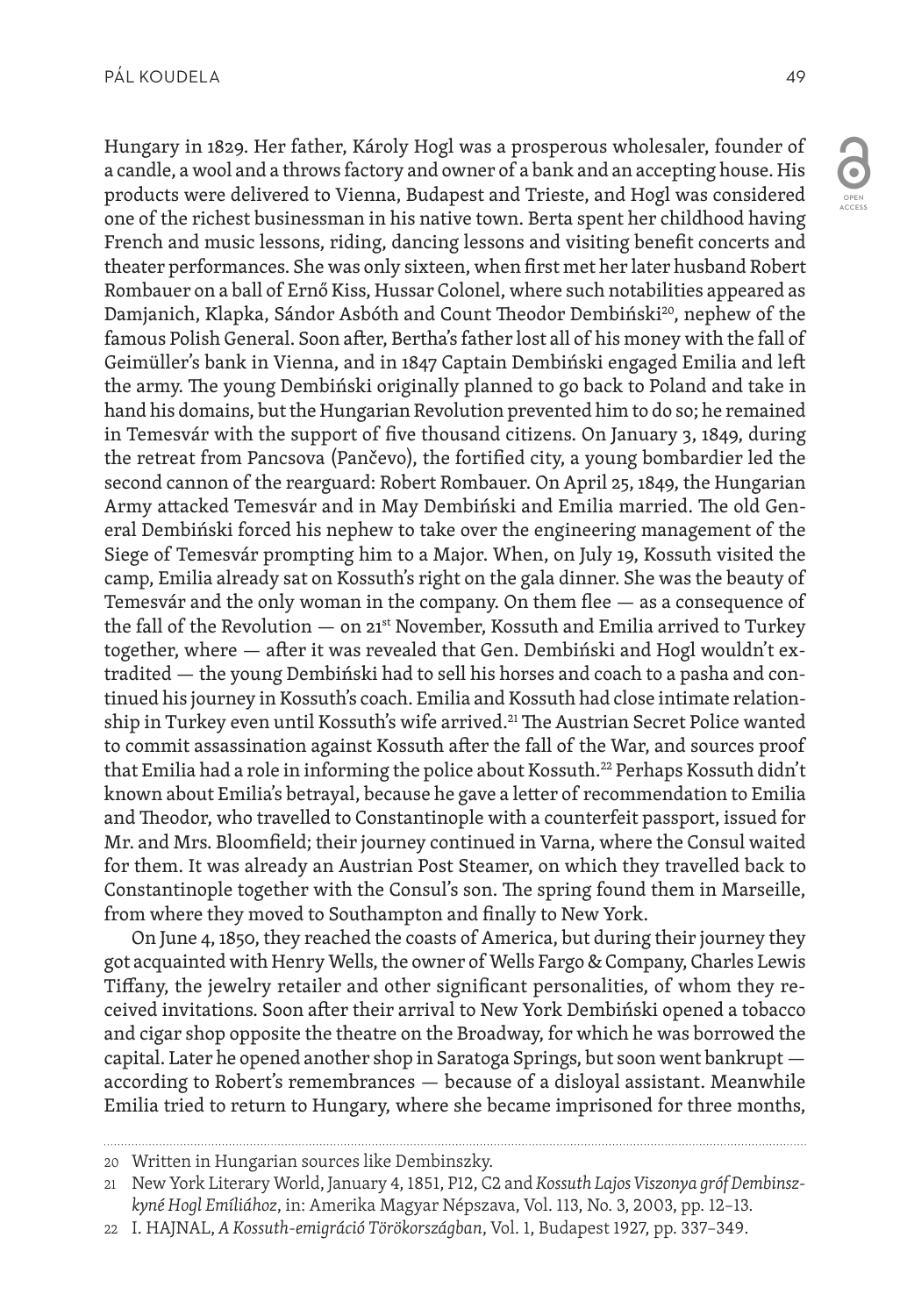Hungary in 1829. Her father, Károly Hogl was a prosperous wholesaler, founder of a candle, a wool and a throws factory and owner of a bank and an accepting house. His products were delivered to Vienna, Budapest and Trieste, and Hogl was considered one of the richest businessman in his native town. Berta spent her childhood having French and music lessons, riding, dancing lessons and visiting benefit concerts and theater performances. She was only sixteen, when first met her later husband Robert Rombauer on a ball of Ernő Kiss, Hussar Colonel, where such notabilities appeared as Damjanich, Klapka, Sándor Asbóth and Count Theodor Dembiński[20], nephew of the famous Polish General. Soon after, Bertha's father lost all of his money with the fall of Geimüller's bank in Vienna, and in 1847 Captain Dembiński engaged Emilia and left the army. The young Dembiński originally planned to go back to Poland and take in hand his domains, but the Hungarian Revolution prevented him to do so; he remained in Temesvár with the support of five thousand citizens. On January 3, 1849, during the retreat from Pancsova (Pančevo), the fortified city, a young bombardier led the second cannon of the rearguard: Robert Rombauer. On April 25, 1849, the Hungarian Army attacked Temesvár and in May Dembiński and Emilia married. The old General Dembiński forced his nephew to take over the engineering management of the Siege of Temesvár prompting him to a Major. When, on July 19, Kossuth visited the camp, Emilia already sat on Kossuth's right on the gala dinner. She was the beauty of Temesvár and the only woman in the company. On them flee — as a consequence of the fall of the Revolution — on 21st November, Kossuth and Emilia arrived to Turkey together, where — after it was revealed that Gen. Dembiński and Hogl wouldn't extradited — the young Dembiński had to sell his horses and coach to a pasha and continued his journey in Kossuth's coach. Emilia and Kossuth had close intimate relationship in Turkey even until Kossuth's wife arrived.[21] The Austrian Secret Police wanted to commit assassination against Kossuth after the fall of the War, and sources proof that Emilia had a role in informing the police about Kossuth.[22] Perhaps Kossuth didn't known about Emilia's betrayal, because he gave a letter of recommendation to Emilia and Theodor, who travelled to Constantinople with a counterfeit passport, issued for Mr. and Mrs. Bloomfield; their journey continued in Varna, where the Consul waited for them. It was already an Austrian Post Steamer, on which they travelled back to Constantinople together with the Consul's son. The spring found them in Marseille, from where they moved to Southampton and finally to New York.

On June 4, 1850, they reached the coasts of America, but during their journey they got acquainted with Henry Wells, the owner of Wells Fargo & Company, Charles Lewis Tiffany, the jewelry retailer and other significant personalities, of whom they received invitations. Soon after their arrival to New York Dembiński opened a tobacco and cigar shop opposite the theatre on the Broadway, for which he was borrowed the capital. Later he opened another shop in Saratoga Springs, but soon went bankrupt — according to Robert's remembrances — because of a disloyal assistant. Meanwhile Emilia tried to return to Hungary, where she became imprisoned for three months,

---

20 Written in Hungarian sources like Dembinszky.

21 New York Literary World, January 4, 1851, P12, C2 and *Kossuth Lajos Viszonya gróf Dembinszkyné Hogl Emíliához*, in: Amerika Magyar Népszava, Vol. 113, No. 3, 2003, pp. 12–13.

22 I. HAJNAL, *A Kossuth-emigráció Törökországban*, Vol. 1, Budapest 1927, pp. 337–349.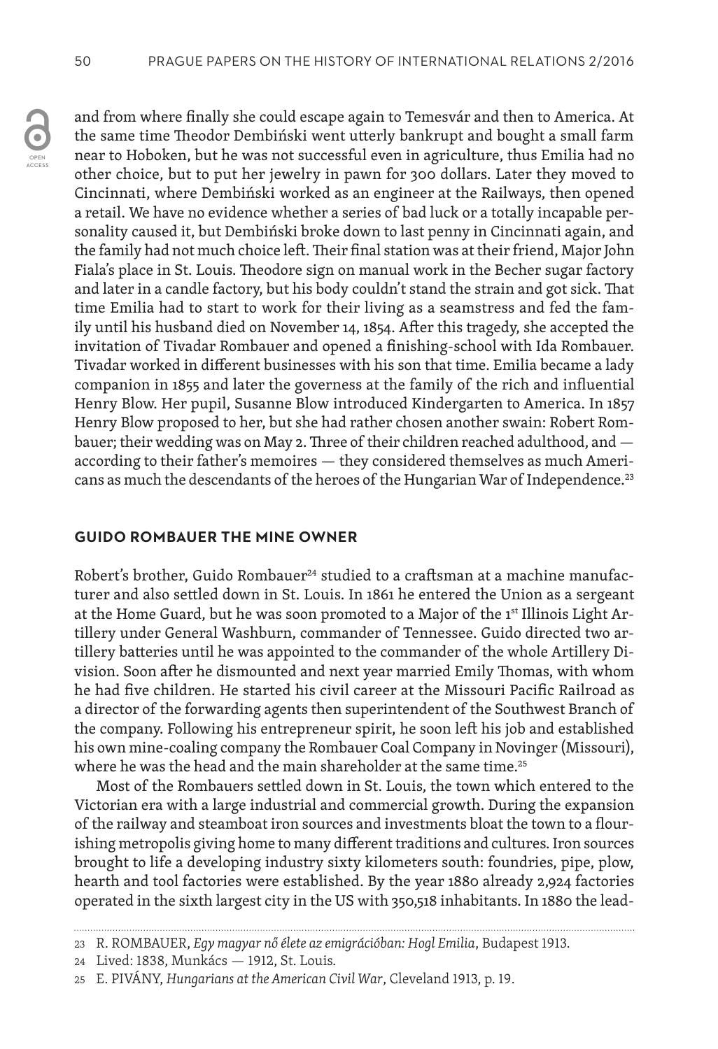and from where finally she could escape again to Temesvár and then to America. At the same time Theodor Dembiński went utterly bankrupt and bought a small farm near to Hoboken, but he was not successful even in agriculture, thus Emilia had no other choice, but to put her jewelry in pawn for 300 dollars. Later they moved to Cincinnati, where Dembiński worked as an engineer at the Railways, then opened a retail. We have no evidence whether a series of bad luck or a totally incapable personality caused it, but Dembiński broke down to last penny in Cincinnati again, and the family had not much choice left. Their final station was at their friend, Major John Fiala's place in St. Louis. Theodore sign on manual work in the Becher sugar factory and later in a candle factory, but his body couldn't stand the strain and got sick. That time Emilia had to start to work for their living as a seamstress and fed the family until his husband died on November 14, 1854. After this tragedy, she accepted the invitation of Tivadar Rombauer and opened a finishing-school with Ida Rombauer. Tivadar worked in different businesses with his son that time. Emilia became a lady companion in 1855 and later the governess at the family of the rich and influential Henry Blow. Her pupil, Susanne Blow introduced Kindergarten to America. In 1857 Henry Blow proposed to her, but she had rather chosen another swain: Robert Rombauer; their wedding was on May 2. Three of their children reached adulthood, and — according to their father's memoires — they considered themselves as much Americans as much the descendants of the heroes of the Hungarian War of Independence.[23]

## GUIDO ROMBAUER THE MINE OWNER

Robert's brother, Guido Rombauer[24] studied to a craftsman at a machine manufacturer and also settled down in St. Louis. In 1861 he entered the Union as a sergeant at the Home Guard, but he was soon promoted to a Major of the 1st Illinois Light Artillery under General Washburn, commander of Tennessee. Guido directed two artillery batteries until he was appointed to the commander of the whole Artillery Division. Soon after he dismounted and next year married Emily Thomas, with whom he had five children. He started his civil career at the Missouri Pacific Railroad as a director of the forwarding agents then superintendent of the Southwest Branch of the company. Following his entrepreneur spirit, he soon left his job and established his own mine-coaling company the Rombauer Coal Company in Novinger (Missouri), where he was the head and the main shareholder at the same time.[25]

Most of the Rombauers settled down in St. Louis, the town which entered to the Victorian era with a large industrial and commercial growth. During the expansion of the railway and steamboat iron sources and investments bloat the town to a flourishing metropolis giving home to many different traditions and cultures. Iron sources brought to life a developing industry sixty kilometers south: foundries, pipe, plow, hearth and tool factories were established. By the year 1880 already 2,924 factories operated in the sixth largest city in the US with 350,518 inhabitants. In 1880 the lead-

---

23 R. ROMBAUER, *Egy magyar nő élete az emigrációban: Hogl Emilia*, Budapest 1913.

24 Lived: 1838, Munkács — 1912, St. Louis.

25 E. PIVÁNY, *Hungarians at the American Civil War*, Cleveland 1913, p. 19.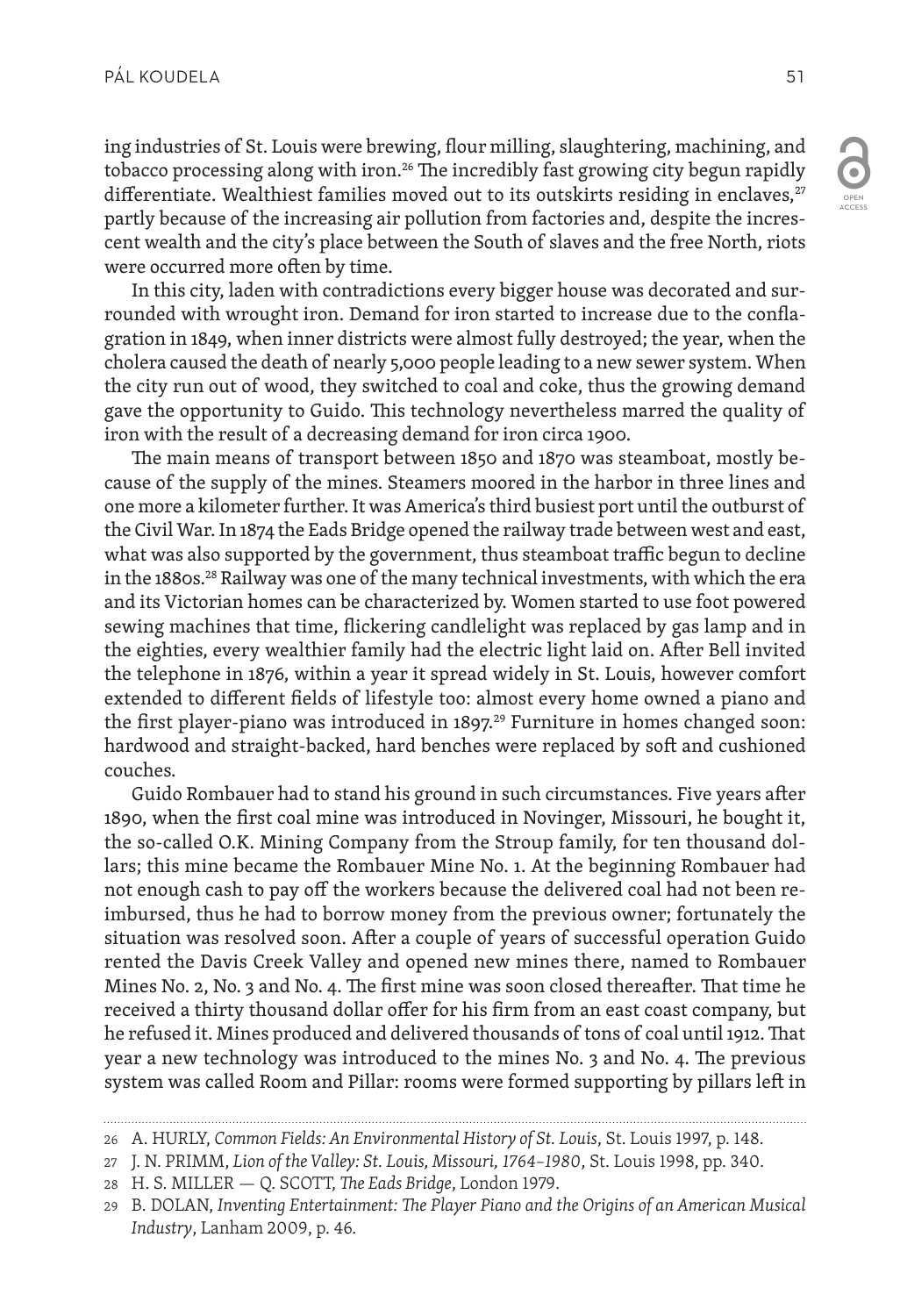ing industries of St. Louis were brewing, flour milling, slaughtering, machining, and tobacco processing along with iron.[26] The incredibly fast growing city begun rapidly differentiate. Wealthiest families moved out to its outskirts residing in enclaves,[27] partly because of the increasing air pollution from factories and, despite the increscent wealth and the city's place between the South of slaves and the free North, riots were occurred more often by time.

In this city, laden with contradictions every bigger house was decorated and surrounded with wrought iron. Demand for iron started to increase due to the conflagration in 1849, when inner districts were almost fully destroyed; the year, when the cholera caused the death of nearly 5,000 people leading to a new sewer system. When the city run out of wood, they switched to coal and coke, thus the growing demand gave the opportunity to Guido. This technology nevertheless marred the quality of iron with the result of a decreasing demand for iron circa 1900.

The main means of transport between 1850 and 1870 was steamboat, mostly because of the supply of the mines. Steamers moored in the harbor in three lines and one more a kilometer further. It was America's third busiest port until the outburst of the Civil War. In 1874 the Eads Bridge opened the railway trade between west and east, what was also supported by the government, thus steamboat traffic begun to decline in the 1880s.[28] Railway was one of the many technical investments, with which the era and its Victorian homes can be characterized by. Women started to use foot powered sewing machines that time, flickering candlelight was replaced by gas lamp and in the eighties, every wealthier family had the electric light laid on. After Bell invited the telephone in 1876, within a year it spread widely in St. Louis, however comfort extended to different fields of lifestyle too: almost every home owned a piano and the first player-piano was introduced in 1897.[29] Furniture in homes changed soon: hardwood and straight-backed, hard benches were replaced by soft and cushioned couches.

Guido Rombauer had to stand his ground in such circumstances. Five years after 1890, when the first coal mine was introduced in Novinger, Missouri, he bought it, the so-called O.K. Mining Company from the Stroup family, for ten thousand dollars; this mine became the Rombauer Mine No. 1. At the beginning Rombauer had not enough cash to pay off the workers because the delivered coal had not been reimbursed, thus he had to borrow money from the previous owner; fortunately the situation was resolved soon. After a couple of years of successful operation Guido rented the Davis Creek Valley and opened new mines there, named to Rombauer Mines No. 2, No. 3 and No. 4. The first mine was soon closed thereafter. That time he received a thirty thousand dollar offer for his firm from an east coast company, but he refused it. Mines produced and delivered thousands of tons of coal until 1912. That year a new technology was introduced to the mines No. 3 and No. 4. The previous system was called Room and Pillar: rooms were formed supporting by pillars left in

---

26 A. HURLY, *Common Fields: An Environmental History of St. Louis*, St. Louis 1997, p. 148.

27 J. N. PRIMM, *Lion of the Valley: St. Louis, Missouri, 1764–1980*, St. Louis 1998, pp. 340.

28 H. S. MILLER — Q. SCOTT, *The Eads Bridge*, London 1979.

29 B. DOLAN, *Inventing Entertainment: The Player Piano and the Origins of an American Musical Industry*, Lanham 2009, p. 46.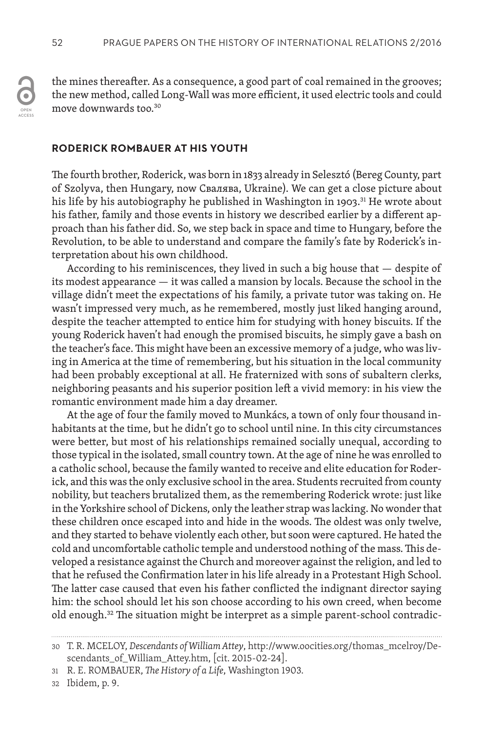the mines thereafter. As a consequence, a good part of coal remained in the grooves; the new method, called Long-Wall was more efficient, it used electric tools and could move downwards too.[30]

## RODERICK ROMBAUER AT HIS YOUTH

The fourth brother, Roderick, was born in 1833 already in Selesztó (Bereg County, part of Szolyva, then Hungary, now Свалява, Ukraine). We can get a close picture about his life by his autobiography he published in Washington in 1903.[31] He wrote about his father, family and those events in history we described earlier by a different approach than his father did. So, we step back in space and time to Hungary, before the Revolution, to be able to understand and compare the family's fate by Roderick's interpretation about his own childhood.

According to his reminiscences, they lived in such a big house that — despite of its modest appearance — it was called a mansion by locals. Because the school in the village didn't meet the expectations of his family, a private tutor was taking on. He wasn't impressed very much, as he remembered, mostly just liked hanging around, despite the teacher attempted to entice him for studying with honey biscuits. If the young Roderick haven't had enough the promised biscuits, he simply gave a bash on the teacher's face. This might have been an excessive memory of a judge, who was living in America at the time of remembering, but his situation in the local community had been probably exceptional at all. He fraternized with sons of subaltern clerks, neighboring peasants and his superior position left a vivid memory: in his view the romantic environment made him a day dreamer.

At the age of four the family moved to Munkács, a town of only four thousand inhabitants at the time, but he didn't go to school until nine. In this city circumstances were better, but most of his relationships remained socially unequal, according to those typical in the isolated, small country town. At the age of nine he was enrolled to a catholic school, because the family wanted to receive and elite education for Roderick, and this was the only exclusive school in the area. Students recruited from county nobility, but teachers brutalized them, as the remembering Roderick wrote: just like in the Yorkshire school of Dickens, only the leather strap was lacking. No wonder that these children once escaped into and hide in the woods. The oldest was only twelve, and they started to behave violently each other, but soon were captured. He hated the cold and uncomfortable catholic temple and understood nothing of the mass. This developed a resistance against the Church and moreover against the religion, and led to that he refused the Confirmation later in his life already in a Protestant High School. The latter case caused that even his father conflicted the indignant director saying him: the school should let his son choose according to his own creed, when become old enough.[32] The situation might be interpret as a simple parent-school contradic-

---

30 T. R. MCELOY, *Descendants of William Attey*, http://www.oocities.org/thomas_mcelroy/Descendants_of_William_Attey.htm, [cit. 2015-02-24].

31 R. E. ROMBAUER, *The History of a Life*, Washington 1903.

32 Ibidem, p. 9.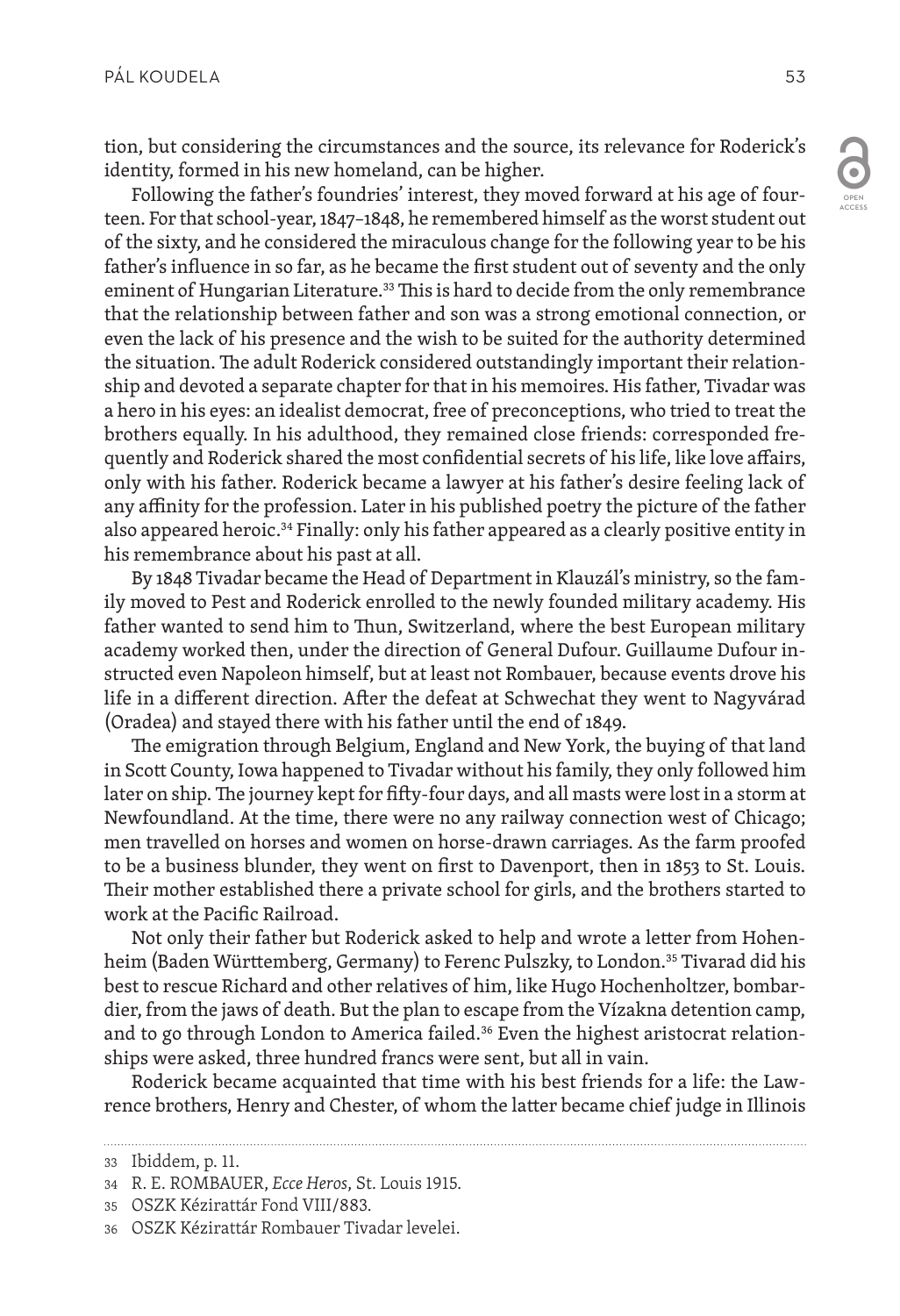tion, but considering the circumstances and the source, its relevance for Roderick's identity, formed in his new homeland, can be higher.

Following the father's foundries' interest, they moved forward at his age of fourteen. For that school-year, 1847–1848, he remembered himself as the worst student out of the sixty, and he considered the miraculous change for the following year to be his father's influence in so far, as he became the first student out of seventy and the only eminent of Hungarian Literature.[33] This is hard to decide from the only remembrance that the relationship between father and son was a strong emotional connection, or even the lack of his presence and the wish to be suited for the authority determined the situation. The adult Roderick considered outstandingly important their relationship and devoted a separate chapter for that in his memoires. His father, Tivadar was a hero in his eyes: an idealist democrat, free of preconceptions, who tried to treat the brothers equally. In his adulthood, they remained close friends: corresponded frequently and Roderick shared the most confidential secrets of his life, like love affairs, only with his father. Roderick became a lawyer at his father's desire feeling lack of any affinity for the profession. Later in his published poetry the picture of the father also appeared heroic.[34] Finally: only his father appeared as a clearly positive entity in his remembrance about his past at all.

By 1848 Tivadar became the Head of Department in Klauzál's ministry, so the family moved to Pest and Roderick enrolled to the newly founded military academy. His father wanted to send him to Thun, Switzerland, where the best European military academy worked then, under the direction of General Dufour. Guillaume Dufour instructed even Napoleon himself, but at least not Rombauer, because events drove his life in a different direction. After the defeat at Schwechat they went to Nagyvárad (Oradea) and stayed there with his father until the end of 1849.

The emigration through Belgium, England and New York, the buying of that land in Scott County, Iowa happened to Tivadar without his family, they only followed him later on ship. The journey kept for fifty-four days, and all masts were lost in a storm at Newfoundland. At the time, there were no any railway connection west of Chicago; men travelled on horses and women on horse-drawn carriages. As the farm proofed to be a business blunder, they went on first to Davenport, then in 1853 to St. Louis. Their mother established there a private school for girls, and the brothers started to work at the Pacific Railroad.

Not only their father but Roderick asked to help and wrote a letter from Hohenheim (Baden Württemberg, Germany) to Ferenc Pulszky, to London.[35] Tivarad did his best to rescue Richard and other relatives of him, like Hugo Hochenholtzer, bombardier, from the jaws of death. But the plan to escape from the Vízakna detention camp, and to go through London to America failed.[36] Even the highest aristocrat relationships were asked, three hundred francs were sent, but all in vain.

Roderick became acquainted that time with his best friends for a life: the Lawrence brothers, Henry and Chester, of whom the latter became chief judge in Illinois

---

33 Ibiddem, p. 11.

34 R. E. ROMBAUER, *Ecce Heros*, St. Louis 1915.

35 OSZK Kézirattár Fond VIII/883.

36 OSZK Kézirattár Rombauer Tivadar levelei.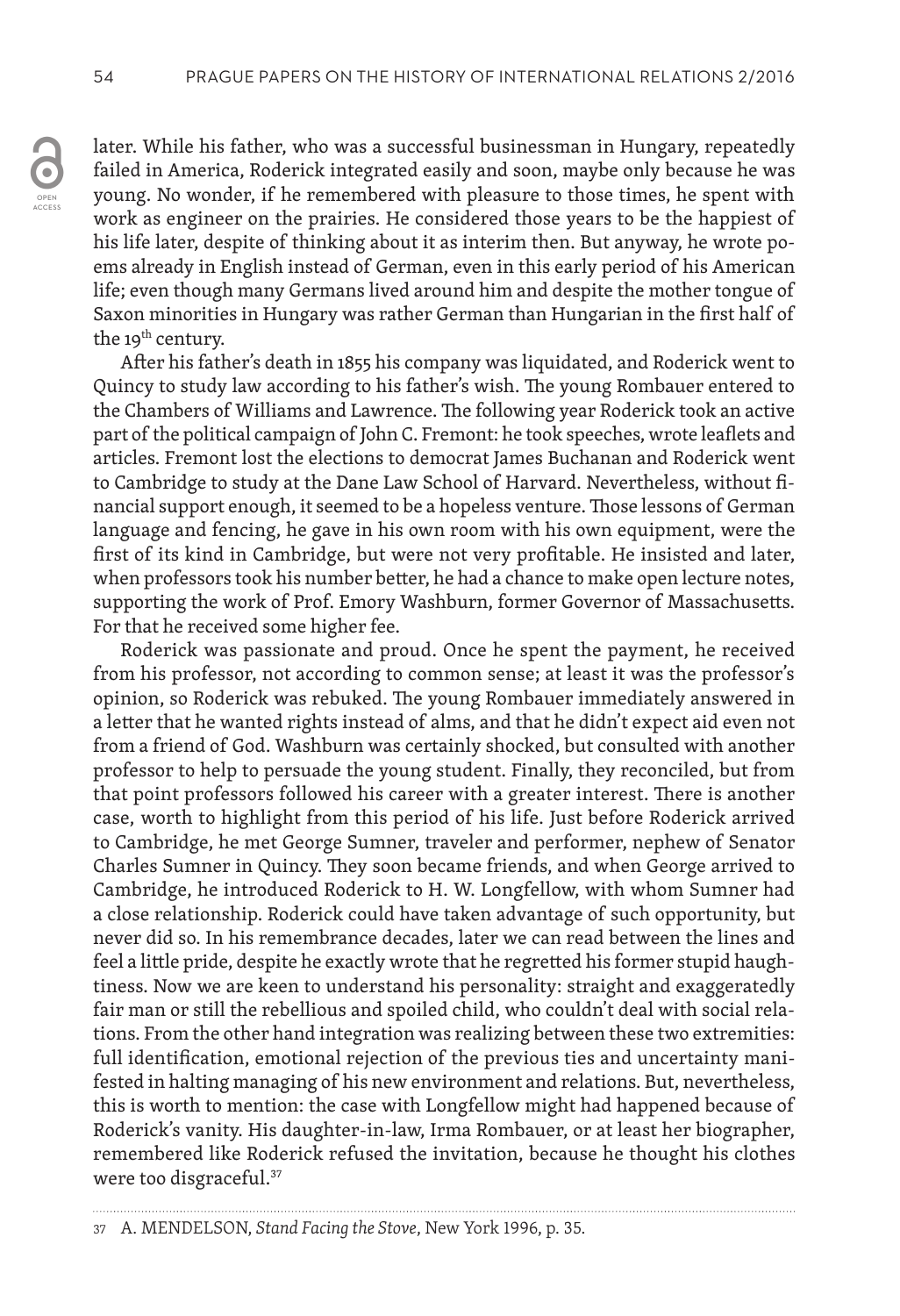later. While his father, who was a successful businessman in Hungary, repeatedly failed in America, Roderick integrated easily and soon, maybe only because he was young. No wonder, if he remembered with pleasure to those times, he spent with work as engineer on the prairies. He considered those years to be the happiest of his life later, despite of thinking about it as interim then. But anyway, he wrote poems already in English instead of German, even in this early period of his American life; even though many Germans lived around him and despite the mother tongue of Saxon minorities in Hungary was rather German than Hungarian in the first half of the 19th century.

After his father's death in 1855 his company was liquidated, and Roderick went to Quincy to study law according to his father's wish. The young Rombauer entered to the Chambers of Williams and Lawrence. The following year Roderick took an active part of the political campaign of John C. Fremont: he took speeches, wrote leaflets and articles. Fremont lost the elections to democrat James Buchanan and Roderick went to Cambridge to study at the Dane Law School of Harvard. Nevertheless, without financial support enough, it seemed to be a hopeless venture. Those lessons of German language and fencing, he gave in his own room with his own equipment, were the first of its kind in Cambridge, but were not very profitable. He insisted and later, when professors took his number better, he had a chance to make open lecture notes, supporting the work of Prof. Emory Washburn, former Governor of Massachusetts. For that he received some higher fee.

Roderick was passionate and proud. Once he spent the payment, he received from his professor, not according to common sense; at least it was the professor's opinion, so Roderick was rebuked. The young Rombauer immediately answered in a letter that he wanted rights instead of alms, and that he didn't expect aid even not from a friend of God. Washburn was certainly shocked, but consulted with another professor to help to persuade the young student. Finally, they reconciled, but from that point professors followed his career with a greater interest. There is another case, worth to highlight from this period of his life. Just before Roderick arrived to Cambridge, he met George Sumner, traveler and performer, nephew of Senator Charles Sumner in Quincy. They soon became friends, and when George arrived to Cambridge, he introduced Roderick to H. W. Longfellow, with whom Sumner had a close relationship. Roderick could have taken advantage of such opportunity, but never did so. In his remembrance decades, later we can read between the lines and feel a little pride, despite he exactly wrote that he regretted his former stupid haughtiness. Now we are keen to understand his personality: straight and exaggeratedly fair man or still the rebellious and spoiled child, who couldn't deal with social relations. From the other hand integration was realizing between these two extremities: full identification, emotional rejection of the previous ties and uncertainty manifested in halting managing of his new environment and relations. But, nevertheless, this is worth to mention: the case with Longfellow might had happened because of Roderick's vanity. His daughter-in-law, Irma Rombauer, or at least her biographer, remembered like Roderick refused the invitation, because he thought his clothes were too disgraceful.[37]

---

37 A. MENDELSON, *Stand Facing the Stove*, New York 1996, p. 35.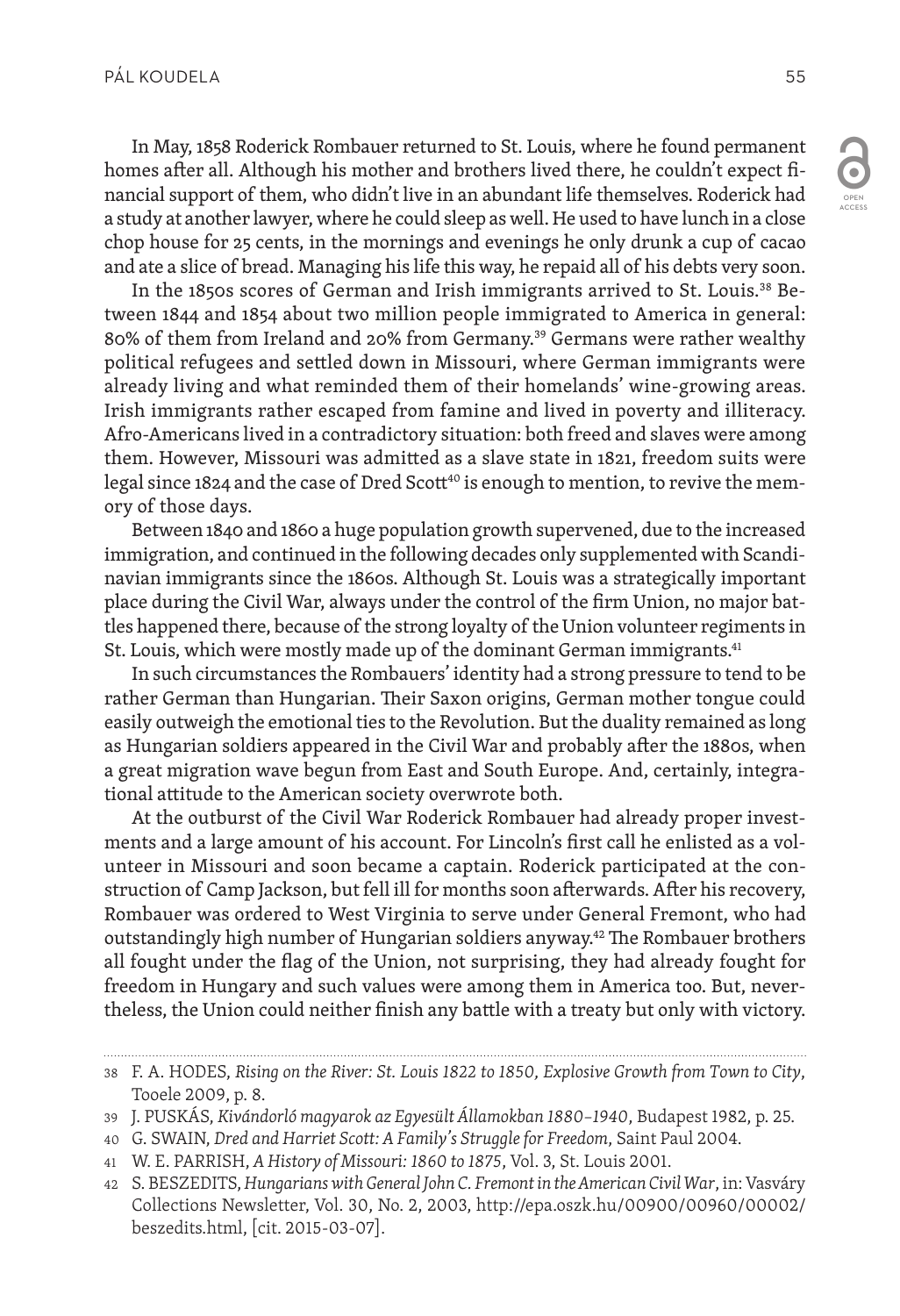In May, 1858 Roderick Rombauer returned to St. Louis, where he found permanent homes after all. Although his mother and brothers lived there, he couldn't expect financial support of them, who didn't live in an abundant life themselves. Roderick had a study at another lawyer, where he could sleep as well. He used to have lunch in a close chop house for 25 cents, in the mornings and evenings he only drunk a cup of cacao and ate a slice of bread. Managing his life this way, he repaid all of his debts very soon.

In the 1850s scores of German and Irish immigrants arrived to St. Louis.[38] Between 1844 and 1854 about two million people immigrated to America in general: 80% of them from Ireland and 20% from Germany.[39] Germans were rather wealthy political refugees and settled down in Missouri, where German immigrants were already living and what reminded them of their homelands' wine-growing areas. Irish immigrants rather escaped from famine and lived in poverty and illiteracy. Afro-Americans lived in a contradictory situation: both freed and slaves were among them. However, Missouri was admitted as a slave state in 1821, freedom suits were legal since 1824 and the case of Dred Scott[40] is enough to mention, to revive the memory of those days.

Between 1840 and 1860 a huge population growth supervened, due to the increased immigration, and continued in the following decades only supplemented with Scandinavian immigrants since the 1860s. Although St. Louis was a strategically important place during the Civil War, always under the control of the firm Union, no major battles happened there, because of the strong loyalty of the Union volunteer regiments in St. Louis, which were mostly made up of the dominant German immigrants.[41]

In such circumstances the Rombauers' identity had a strong pressure to tend to be rather German than Hungarian. Their Saxon origins, German mother tongue could easily outweigh the emotional ties to the Revolution. But the duality remained as long as Hungarian soldiers appeared in the Civil War and probably after the 1880s, when a great migration wave begun from East and South Europe. And, certainly, integrational attitude to the American society overwrote both.

At the outburst of the Civil War Roderick Rombauer had already proper investments and a large amount of his account. For Lincoln's first call he enlisted as a volunteer in Missouri and soon became a captain. Roderick participated at the construction of Camp Jackson, but fell ill for months soon afterwards. After his recovery, Rombauer was ordered to West Virginia to serve under General Fremont, who had outstandingly high number of Hungarian soldiers anyway.[42] The Rombauer brothers all fought under the flag of the Union, not surprising, they had already fought for freedom in Hungary and such values were among them in America too. But, nevertheless, the Union could neither finish any battle with a treaty but only with victory.

---

38 F. A. HODES, *Rising on the River: St. Louis 1822 to 1850, Explosive Growth from Town to City*, Tooele 2009, p. 8.

39 J. PUSKÁS, *Kivándorló magyarok az Egyesült Államokban 1880–1940*, Budapest 1982, p. 25.

40 G. SWAIN, *Dred and Harriet Scott: A Family's Struggle for Freedom*, Saint Paul 2004.

41 W. E. PARRISH, *A History of Missouri: 1860 to 1875*, Vol. 3, St. Louis 2001.

42 S. BESZEDITS, *Hungarians with General John C. Fremont in the American Civil War*, in: Vasváry Collections Newsletter, Vol. 30, No. 2, 2003, http://epa.oszk.hu/00900/00960/00002/beszedits.html, [cit. 2015-03-07].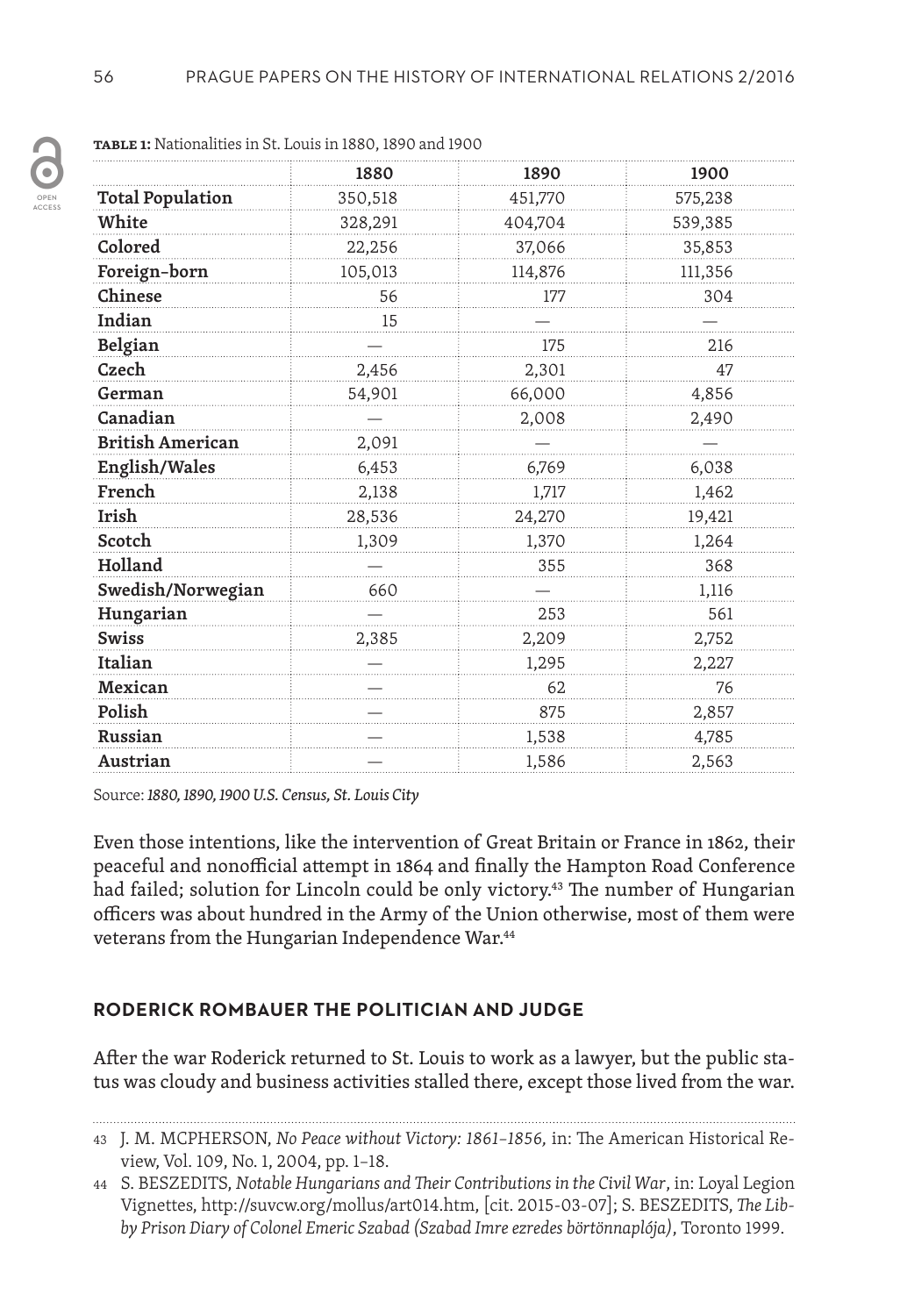**TABLE 1:** Nationalities in St. Louis in 1880, 1890 and 1900

| | 1880 | 1890 | 1900 |
|---|---|---|---|
| **Total Population** | 350,518 | 451,770 | 575,238 |
| **White** | 328,291 | 404,704 | 539,385 |
| **Colored** | 22,256 | 37,066 | 35,853 |
| **Foreign-born** | 105,013 | 114,876 | 111,356 |
| **Chinese** | 56 | 177 | 304 |
| **Indian** | 15 | — | — |
| **Belgian** | — | 175 | 216 |
| **Czech** | 2,456 | 2,301 | 47 |
| **German** | 54,901 | 66,000 | 4,856 |
| **Canadian** | — | 2,008 | 2,490 |
| **British American** | 2,091 | — | — |
| **English/Wales** | 6,453 | 6,769 | 6,038 |
| **French** | 2,138 | 1,717 | 1,462 |
| **Irish** | 28,536 | 24,270 | 19,421 |
| **Scotch** | 1,309 | 1,370 | 1,264 |
| **Holland** | — | 355 | 368 |
| **Swedish/Norwegian** | 660 | — | 1,116 |
| **Hungarian** | — | 253 | 561 |
| **Swiss** | 2,385 | 2,209 | 2,752 |
| **Italian** | — | 1,295 | 2,227 |
| **Mexican** | — | 62 | 76 |
| **Polish** | — | 875 | 2,857 |
| **Russian** | — | 1,538 | 4,785 |
| **Austrian** | — | 1,586 | 2,563 |

Source: *1880, 1890, 1900 U.S. Census, St. Louis City*

Even those intentions, like the intervention of Great Britain or France in 1862, their peaceful and nonofficial attempt in 1864 and finally the Hampton Road Conference had failed; solution for Lincoln could be only victory.[43] The number of Hungarian officers was about hundred in the Army of the Union otherwise, most of them were veterans from the Hungarian Independence War.[44]

## RODERICK ROMBAUER THE POLITICIAN AND JUDGE

After the war Roderick returned to St. Louis to work as a lawyer, but the public status was cloudy and business activities stalled there, except those lived from the war.

---

43 J. M. MCPHERSON, *No Peace without Victory: 1861–1856,* in: The American Historical Review, Vol. 109, No. 1, 2004, pp. 1–18.

44 S. BESZEDITS, *Notable Hungarians and Their Contributions in the Civil War*, in: Loyal Legion Vignettes, http://suvcw.org/mollus/art014.htm, [cit. 2015-03-07]; S. BESZEDITS, *The Libby Prison Diary of Colonel Emeric Szabad (Szabad Imre ezredes börtönnaplója)*, Toronto 1999.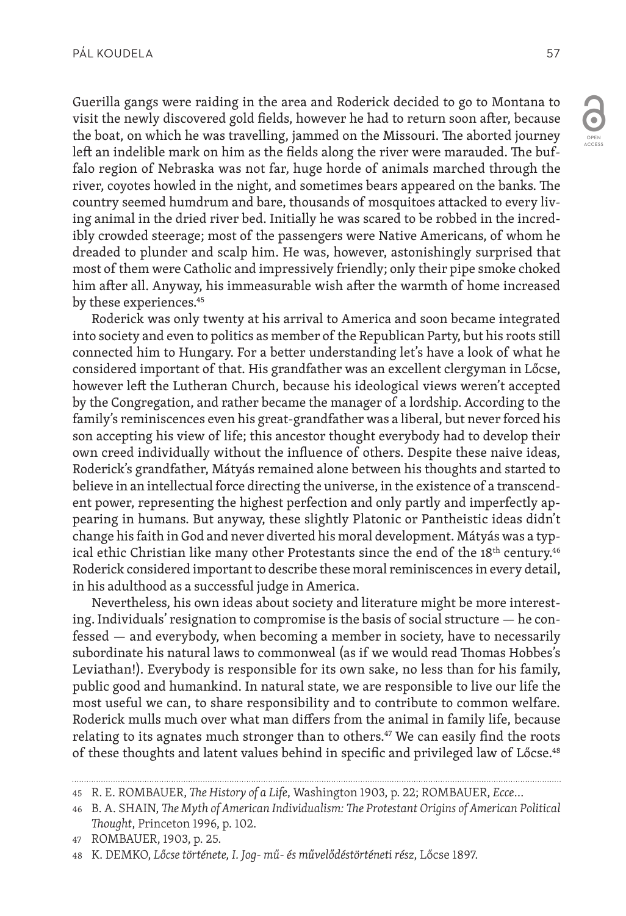Guerilla gangs were raiding in the area and Roderick decided to go to Montana to visit the newly discovered gold fields, however he had to return soon after, because the boat, on which he was travelling, jammed on the Missouri. The aborted journey left an indelible mark on him as the fields along the river were marauded. The buffalo region of Nebraska was not far, huge horde of animals marched through the river, coyotes howled in the night, and sometimes bears appeared on the banks. The country seemed humdrum and bare, thousands of mosquitoes attacked to every living animal in the dried river bed. Initially he was scared to be robbed in the incredibly crowded steerage; most of the passengers were Native Americans, of whom he dreaded to plunder and scalp him. He was, however, astonishingly surprised that most of them were Catholic and impressively friendly; only their pipe smoke choked him after all. Anyway, his immeasurable wish after the warmth of home increased by these experiences.[45]

Roderick was only twenty at his arrival to America and soon became integrated into society and even to politics as member of the Republican Party, but his roots still connected him to Hungary. For a better understanding let's have a look of what he considered important of that. His grandfather was an excellent clergyman in Lőcse, however left the Lutheran Church, because his ideological views weren't accepted by the Congregation, and rather became the manager of a lordship. According to the family's reminiscences even his great-grandfather was a liberal, but never forced his son accepting his view of life; this ancestor thought everybody had to develop their own creed individually without the influence of others. Despite these naive ideas, Roderick's grandfather, Mátyás remained alone between his thoughts and started to believe in an intellectual force directing the universe, in the existence of a transcendent power, representing the highest perfection and only partly and imperfectly appearing in humans. But anyway, these slightly Platonic or Pantheistic ideas didn't change his faith in God and never diverted his moral development. Mátyás was a typical ethic Christian like many other Protestants since the end of the 18th century.[46] Roderick considered important to describe these moral reminiscences in every detail, in his adulthood as a successful judge in America.

Nevertheless, his own ideas about society and literature might be more interesting. Individuals' resignation to compromise is the basis of social structure — he confessed — and everybody, when becoming a member in society, have to necessarily subordinate his natural laws to commonweal (as if we would read Thomas Hobbes's Leviathan!). Everybody is responsible for its own sake, no less than for his family, public good and humankind. In natural state, we are responsible to live our life the most useful we can, to share responsibility and to contribute to common welfare. Roderick mulls much over what man differs from the animal in family life, because relating to its agnates much stronger than to others.[47] We can easily find the roots of these thoughts and latent values behind in specific and privileged law of Lőcse.[48]

---

45 R. E. ROMBAUER, *The History of a Life*, Washington 1903, p. 22; ROMBAUER, *Ecce*…

46 B. A. SHAIN, *The Myth of American Individualism: The Protestant Origins of American Political Thought*, Princeton 1996, p. 102.

47 ROMBAUER, 1903, p. 25.

48 K. DEMKO, *Lőcse története, I. Jog- mű- és művelődéstörténeti rész*, Lőcse 1897.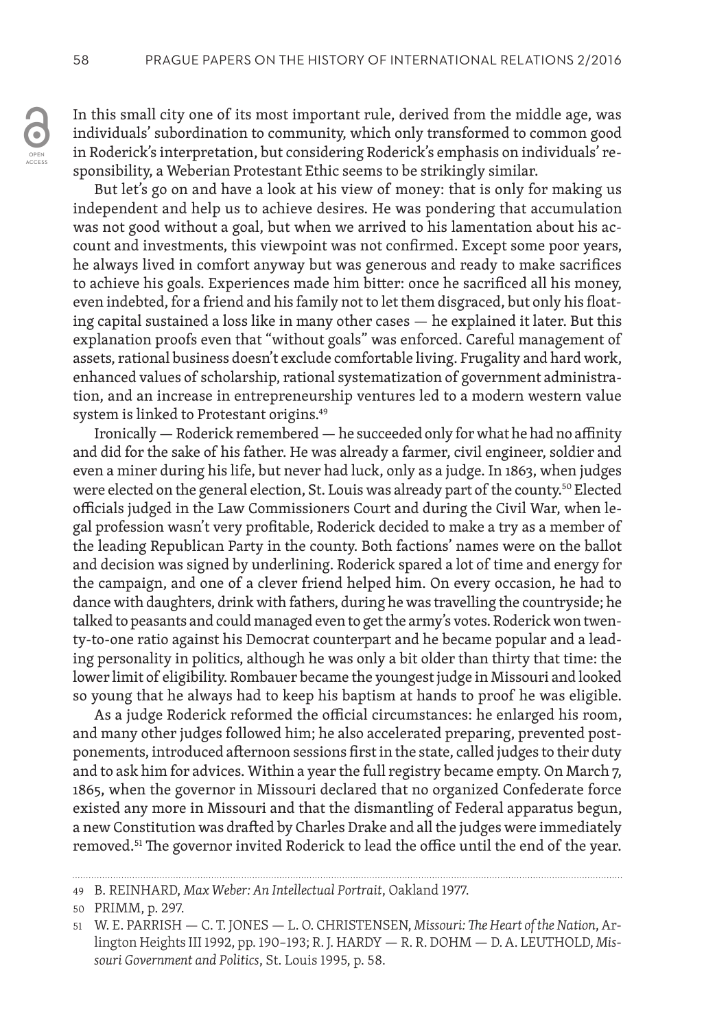In this small city one of its most important rule, derived from the middle age, was individuals' subordination to community, which only transformed to common good in Roderick's interpretation, but considering Roderick's emphasis on individuals' responsibility, a Weberian Protestant Ethic seems to be strikingly similar.

But let's go on and have a look at his view of money: that is only for making us independent and help us to achieve desires. He was pondering that accumulation was not good without a goal, but when we arrived to his lamentation about his account and investments, this viewpoint was not confirmed. Except some poor years, he always lived in comfort anyway but was generous and ready to make sacrifices to achieve his goals. Experiences made him bitter: once he sacrificed all his money, even indebted, for a friend and his family not to let them disgraced, but only his floating capital sustained a loss like in many other cases — he explained it later. But this explanation proofs even that "without goals" was enforced. Careful management of assets, rational business doesn't exclude comfortable living. Frugality and hard work, enhanced values of scholarship, rational systematization of government administration, and an increase in entrepreneurship ventures led to a modern western value system is linked to Protestant origins.[49]

Ironically — Roderick remembered — he succeeded only for what he had no affinity and did for the sake of his father. He was already a farmer, civil engineer, soldier and even a miner during his life, but never had luck, only as a judge. In 1863, when judges were elected on the general election, St. Louis was already part of the county.[50] Elected officials judged in the Law Commissioners Court and during the Civil War, when legal profession wasn't very profitable, Roderick decided to make a try as a member of the leading Republican Party in the county. Both factions' names were on the ballot and decision was signed by underlining. Roderick spared a lot of time and energy for the campaign, and one of a clever friend helped him. On every occasion, he had to dance with daughters, drink with fathers, during he was travelling the countryside; he talked to peasants and could managed even to get the army's votes. Roderick won twenty-to-one ratio against his Democrat counterpart and he became popular and a leading personality in politics, although he was only a bit older than thirty that time: the lower limit of eligibility. Rombauer became the youngest judge in Missouri and looked so young that he always had to keep his baptism at hands to proof he was eligible.

As a judge Roderick reformed the official circumstances: he enlarged his room, and many other judges followed him; he also accelerated preparing, prevented postponements, introduced afternoon sessions first in the state, called judges to their duty and to ask him for advices. Within a year the full registry became empty. On March 7, 1865, when the governor in Missouri declared that no organized Confederate force existed any more in Missouri and that the dismantling of Federal apparatus begun, a new Constitution was drafted by Charles Drake and all the judges were immediately removed.[51] The governor invited Roderick to lead the office until the end of the year.

---

49 B. REINHARD, *Max Weber: An Intellectual Portrait*, Oakland 1977.

50 PRIMM, p. 297.

51 W. E. PARRISH — C. T. JONES — L. O. CHRISTENSEN, *Missouri: The Heart of the Nation*, Arlington Heights III 1992, pp. 190–193; R. J. HARDY — R. R. DOHM — D. A. LEUTHOLD, *Missouri Government and Politics*, St. Louis 1995, p. 58.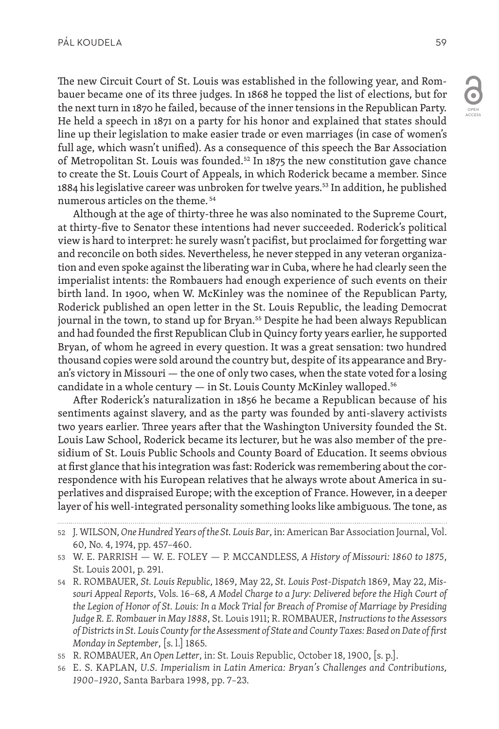The new Circuit Court of St. Louis was established in the following year, and Rombauer became one of its three judges. In 1868 he topped the list of elections, but for the next turn in 1870 he failed, because of the inner tensions in the Republican Party. He held a speech in 1871 on a party for his honor and explained that states should line up their legislation to make easier trade or even marriages (in case of women's full age, which wasn't unified). As a consequence of this speech the Bar Association of Metropolitan St. Louis was founded.[52] In 1875 the new constitution gave chance to create the St. Louis Court of Appeals, in which Roderick became a member. Since 1884 his legislative career was unbroken for twelve years.[53] In addition, he published numerous articles on the theme.[54]

Although at the age of thirty-three he was also nominated to the Supreme Court, at thirty-five to Senator these intentions had never succeeded. Roderick's political view is hard to interpret: he surely wasn't pacifist, but proclaimed for forgetting war and reconcile on both sides. Nevertheless, he never stepped in any veteran organization and even spoke against the liberating war in Cuba, where he had clearly seen the imperialist intents: the Rombauers had enough experience of such events on their birth land. In 1900, when W. McKinley was the nominee of the Republican Party, Roderick published an open letter in the St. Louis Republic, the leading Democrat journal in the town, to stand up for Bryan.[55] Despite he had been always Republican and had founded the first Republican Club in Quincy forty years earlier, he supported Bryan, of whom he agreed in every question. It was a great sensation: two hundred thousand copies were sold around the country but, despite of its appearance and Bryan's victory in Missouri — the one of only two cases, when the state voted for a losing candidate in a whole century — in St. Louis County McKinley walloped.[56]

After Roderick's naturalization in 1856 he became a Republican because of his sentiments against slavery, and as the party was founded by anti-slavery activists two years earlier. Three years after that the Washington University founded the St. Louis Law School, Roderick became its lecturer, but he was also member of the presidium of St. Louis Public Schools and County Board of Education. It seems obvious at first glance that his integration was fast: Roderick was remembering about the correspondence with his European relatives that he always wrote about America in superlatives and dispraised Europe; with the exception of France. However, in a deeper layer of his well-integrated personality something looks like ambiguous. The tone, as

---

52 J. WILSON, *One Hundred Years of the St. Louis Bar*, in: American Bar Association Journal, Vol. 60, No. 4, 1974, pp. 457–460.

53 W. E. PARRISH — W. E. FOLEY — P. MCCANDLESS, *A History of Missouri: 1860 to 1875*, St. Louis 2001, p. 291.

54 R. ROMBAUER, *St. Louis Republic*, 1869, May 22, *St. Louis Post-Dispatch* 1869, May 22, *Missouri Appeal Reports*, Vols. 16–68, *A Model Charge to a Jury: Delivered before the High Court of the Legion of Honor of St. Louis: In a Mock Trial for Breach of Promise of Marriage by Presiding Judge R. E. Rombauer in May 1888*, St. Louis 1911; R. ROMBAUER, *Instructions to the Assessors of Districts in St. Louis County for the Assessment of State and County Taxes: Based on Date of first Monday in September*, [s. l.] 1865.

55 R. ROMBAUER, *An Open Letter*, in: St. Louis Republic, October 18, 1900, [s. p.].

56 E. S. KAPLAN, *U.S. Imperialism in Latin America: Bryan's Challenges and Contributions, 1900–1920*, Santa Barbara 1998, pp. 7–23.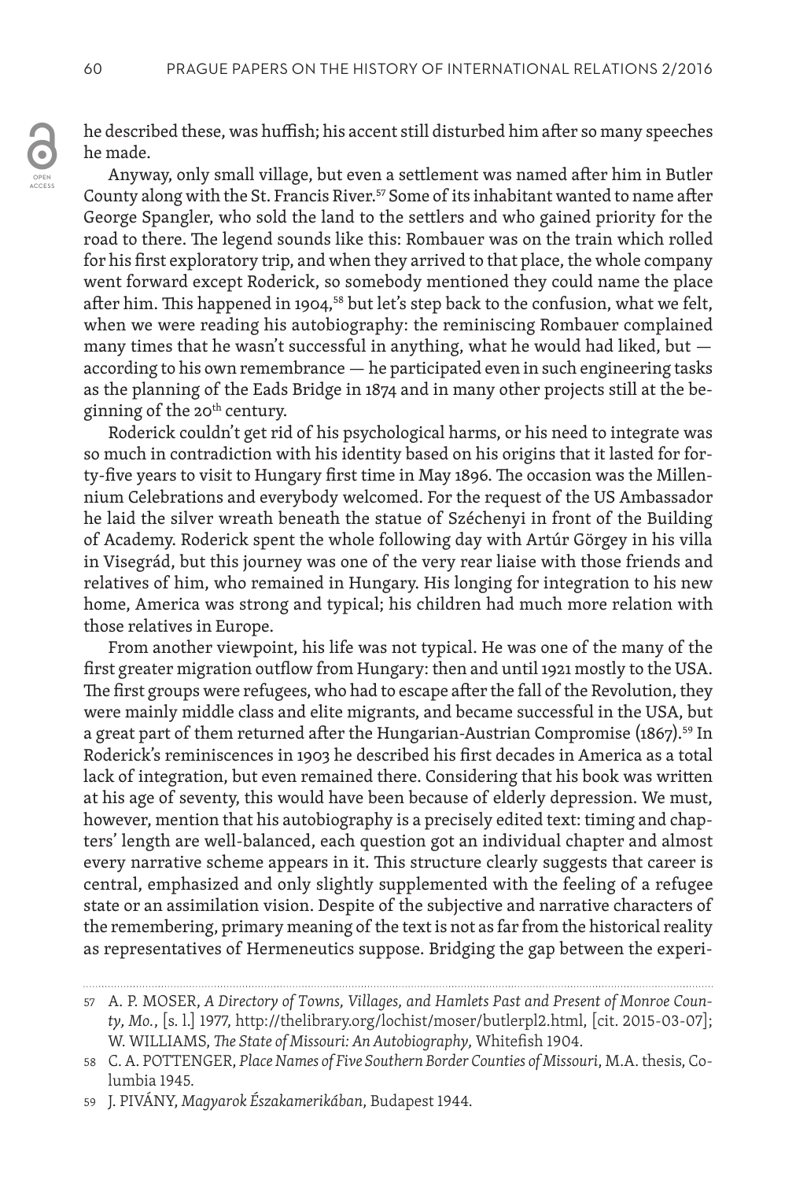he described these, was huffish; his accent still disturbed him after so many speeches he made.

Anyway, only small village, but even a settlement was named after him in Butler County along with the St. Francis River.[57] Some of its inhabitant wanted to name after George Spangler, who sold the land to the settlers and who gained priority for the road to there. The legend sounds like this: Rombauer was on the train which rolled for his first exploratory trip, and when they arrived to that place, the whole company went forward except Roderick, so somebody mentioned they could name the place after him. This happened in 1904,[58] but let's step back to the confusion, what we felt, when we were reading his autobiography: the reminiscing Rombauer complained many times that he wasn't successful in anything, what he would had liked, but — according to his own remembrance — he participated even in such engineering tasks as the planning of the Eads Bridge in 1874 and in many other projects still at the beginning of the 20th century.

Roderick couldn't get rid of his psychological harms, or his need to integrate was so much in contradiction with his identity based on his origins that it lasted for forty-five years to visit to Hungary first time in May 1896. The occasion was the Millennium Celebrations and everybody welcomed. For the request of the US Ambassador he laid the silver wreath beneath the statue of Széchenyi in front of the Building of Academy. Roderick spent the whole following day with Artúr Görgey in his villa in Visegrád, but this journey was one of the very rear liaise with those friends and relatives of him, who remained in Hungary. His longing for integration to his new home, America was strong and typical; his children had much more relation with those relatives in Europe.

From another viewpoint, his life was not typical. He was one of the many of the first greater migration outflow from Hungary: then and until 1921 mostly to the USA. The first groups were refugees, who had to escape after the fall of the Revolution, they were mainly middle class and elite migrants, and became successful in the USA, but a great part of them returned after the Hungarian-Austrian Compromise (1867).[59] In Roderick's reminiscences in 1903 he described his first decades in America as a total lack of integration, but even remained there. Considering that his book was written at his age of seventy, this would have been because of elderly depression. We must, however, mention that his autobiography is a precisely edited text: timing and chapters' length are well-balanced, each question got an individual chapter and almost every narrative scheme appears in it. This structure clearly suggests that career is central, emphasized and only slightly supplemented with the feeling of a refugee state or an assimilation vision. Despite of the subjective and narrative characters of the remembering, primary meaning of the text is not as far from the historical reality as representatives of Hermeneutics suppose. Bridging the gap between the experi-

---

57 A. P. MOSER, *A Directory of Towns, Villages, and Hamlets Past and Present of Monroe County, Mo.*, [s. l.] 1977, http://thelibrary.org/lochist/moser/butlerpl2.html, [cit. 2015-03-07]; W. WILLIAMS, *The State of Missouri: An Autobiography*, Whitefish 1904.

58 C. A. POTTENGER, *Place Names of Five Southern Border Counties of Missouri*, M.A. thesis, Columbia 1945.

59 J. PIVÁNY, *Magyarok Északamerikában*, Budapest 1944.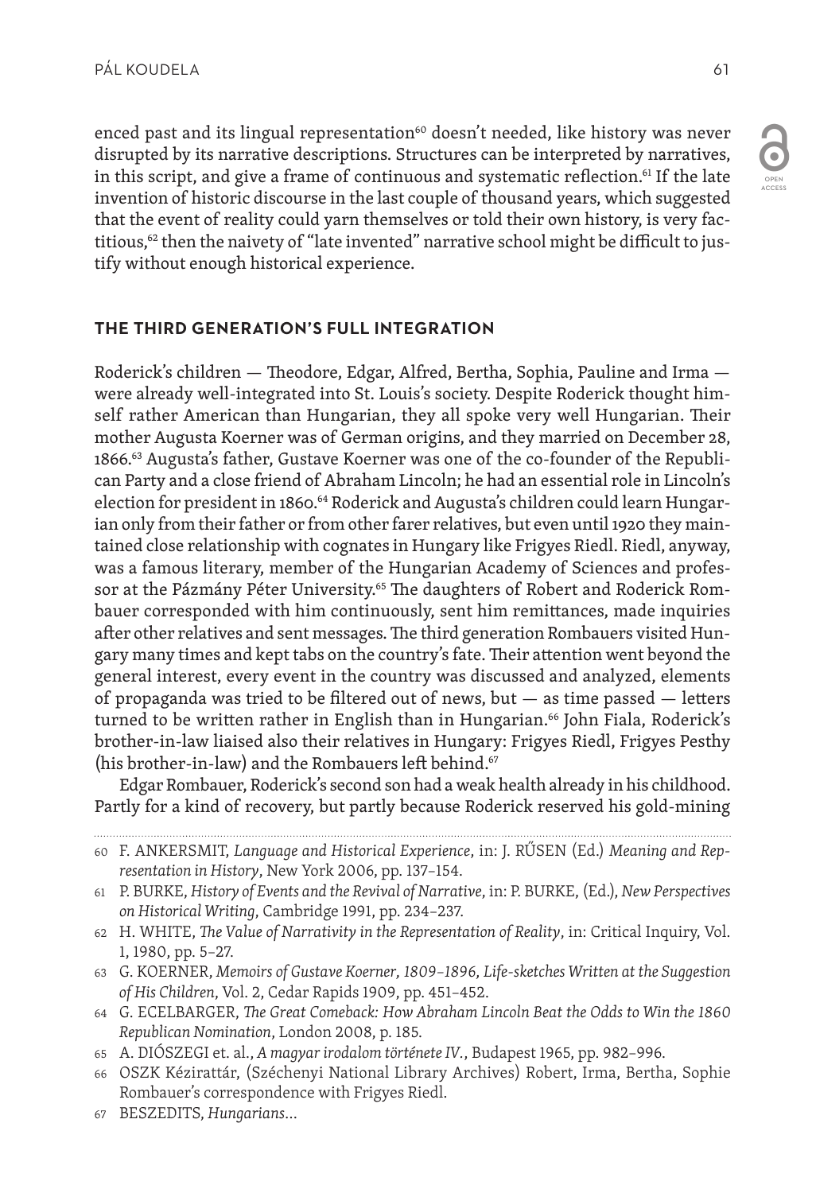enced past and its lingual representation[60] doesn't needed, like history was never disrupted by its narrative descriptions. Structures can be interpreted by narratives, in this script, and give a frame of continuous and systematic reflection.[61] If the late invention of historic discourse in the last couple of thousand years, which suggested that the event of reality could yarn themselves or told their own history, is very factitious,[62] then the naivety of "late invented" narrative school might be difficult to justify without enough historical experience.

## THE THIRD GENERATION'S FULL INTEGRATION

Roderick's children — Theodore, Edgar, Alfred, Bertha, Sophia, Pauline and Irma — were already well-integrated into St. Louis's society. Despite Roderick thought himself rather American than Hungarian, they all spoke very well Hungarian. Their mother Augusta Koerner was of German origins, and they married on December 28, 1866.[63] Augusta's father, Gustave Koerner was one of the co-founder of the Republican Party and a close friend of Abraham Lincoln; he had an essential role in Lincoln's election for president in 1860.[64] Roderick and Augusta's children could learn Hungarian only from their father or from other farer relatives, but even until 1920 they maintained close relationship with cognates in Hungary like Frigyes Riedl. Riedl, anyway, was a famous literary, member of the Hungarian Academy of Sciences and professor at the Pázmány Péter University.[65] The daughters of Robert and Roderick Rombauer corresponded with him continuously, sent him remittances, made inquiries after other relatives and sent messages. The third generation Rombauers visited Hungary many times and kept tabs on the country's fate. Their attention went beyond the general interest, every event in the country was discussed and analyzed, elements of propaganda was tried to be filtered out of news, but — as time passed — letters turned to be written rather in English than in Hungarian.[66] John Fiala, Roderick's brother-in-law liaised also their relatives in Hungary: Frigyes Riedl, Frigyes Pesthy (his brother-in-law) and the Rombauers left behind.[67]

Edgar Rombauer, Roderick's second son had a weak health already in his childhood. Partly for a kind of recovery, but partly because Roderick reserved his gold-mining

---

60 F. ANKERSMIT, *Language and Historical Experience*, in: J. RŰSEN (Ed.) *Meaning and Representation in History*, New York 2006, pp. 137–154.

61 P. BURKE, *History of Events and the Revival of Narrative*, in: P. BURKE, (Ed.), *New Perspectives on Historical Writing*, Cambridge 1991, pp. 234–237.

62 H. WHITE, *The Value of Narrativity in the Representation of Reality*, in: Critical Inquiry, Vol. 1, 1980, pp. 5–27.

63 G. KOERNER, *Memoirs of Gustave Koerner, 1809–1896, Life-sketches Written at the Suggestion of His Children*, Vol. 2, Cedar Rapids 1909, pp. 451–452.

64 G. ECELBARGER, *The Great Comeback: How Abraham Lincoln Beat the Odds to Win the 1860 Republican Nomination*, London 2008, p. 185.

65 A. DIÓSZEGI et. al., *A magyar irodalom története IV.*, Budapest 1965, pp. 982–996.

66 OSZK Kézirattár, (Széchenyi National Library Archives) Robert, Irma, Bertha, Sophie Rombauer's correspondence with Frigyes Riedl.

67 BESZEDITS, *Hungarians*...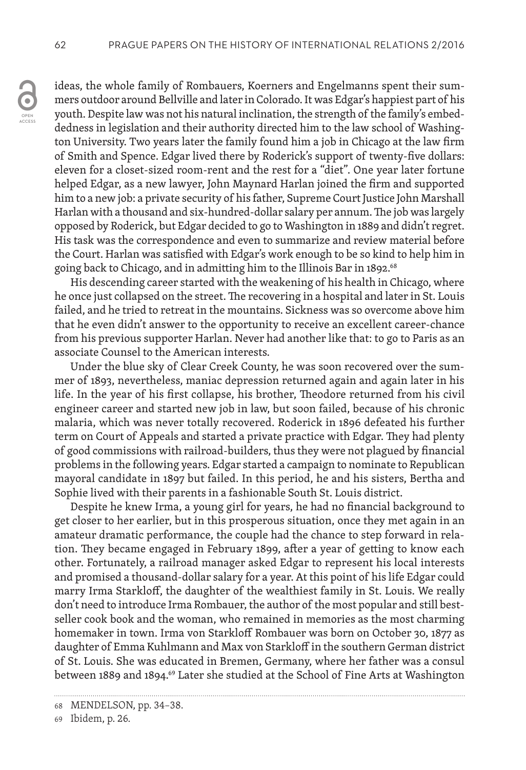ideas, the whole family of Rombauers, Koerners and Engelmanns spent their summers outdoor around Bellville and later in Colorado. It was Edgar's happiest part of his youth. Despite law was not his natural inclination, the strength of the family's embeddedness in legislation and their authority directed him to the law school of Washington University. Two years later the family found him a job in Chicago at the law firm of Smith and Spence. Edgar lived there by Roderick's support of twenty-five dollars: eleven for a closet-sized room-rent and the rest for a "diet". One year later fortune helped Edgar, as a new lawyer, John Maynard Harlan joined the firm and supported him to a new job: a private security of his father, Supreme Court Justice John Marshall Harlan with a thousand and six-hundred-dollar salary per annum. The job was largely opposed by Roderick, but Edgar decided to go to Washington in 1889 and didn't regret. His task was the correspondence and even to summarize and review material before the Court. Harlan was satisfied with Edgar's work enough to be so kind to help him in going back to Chicago, and in admitting him to the Illinois Bar in 1892.[68]

His descending career started with the weakening of his health in Chicago, where he once just collapsed on the street. The recovering in a hospital and later in St. Louis failed, and he tried to retreat in the mountains. Sickness was so overcome above him that he even didn't answer to the opportunity to receive an excellent career-chance from his previous supporter Harlan. Never had another like that: to go to Paris as an associate Counsel to the American interests.

Under the blue sky of Clear Creek County, he was soon recovered over the summer of 1893, nevertheless, maniac depression returned again and again later in his life. In the year of his first collapse, his brother, Theodore returned from his civil engineer career and started new job in law, but soon failed, because of his chronic malaria, which was never totally recovered. Roderick in 1896 defeated his further term on Court of Appeals and started a private practice with Edgar. They had plenty of good commissions with railroad-builders, thus they were not plagued by financial problems in the following years. Edgar started a campaign to nominate to Republican mayoral candidate in 1897 but failed. In this period, he and his sisters, Bertha and Sophie lived with their parents in a fashionable South St. Louis district.

Despite he knew Irma, a young girl for years, he had no financial background to get closer to her earlier, but in this prosperous situation, once they met again in an amateur dramatic performance, the couple had the chance to step forward in relation. They became engaged in February 1899, after a year of getting to know each other. Fortunately, a railroad manager asked Edgar to represent his local interests and promised a thousand-dollar salary for a year. At this point of his life Edgar could marry Irma Starkloff, the daughter of the wealthiest family in St. Louis. We really don't need to introduce Irma Rombauer, the author of the most popular and still best-seller cook book and the woman, who remained in memories as the most charming homemaker in town. Irma von Starkloff Rombauer was born on October 30, 1877 as daughter of Emma Kuhlmann and Max von Starkloff in the southern German district of St. Louis. She was educated in Bremen, Germany, where her father was a consul between 1889 and 1894.[69] Later she studied at the School of Fine Arts at Washington

---

68 MENDELSON, pp. 34–38.

69 Ibidem, p. 26.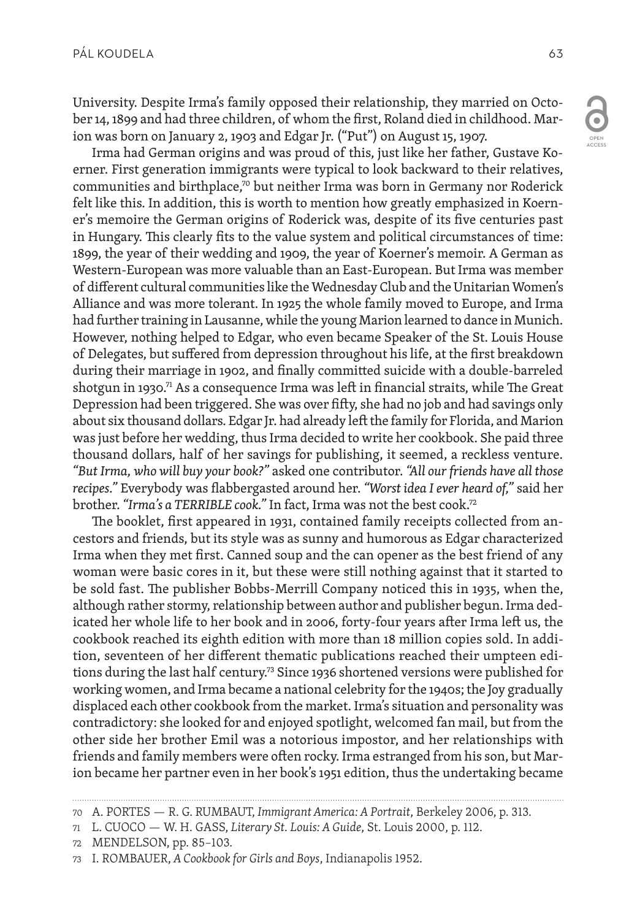University. Despite Irma's family opposed their relationship, they married on October 14, 1899 and had three children, of whom the first, Roland died in childhood. Marion was born on January 2, 1903 and Edgar Jr. ("Put") on August 15, 1907.

Irma had German origins and was proud of this, just like her father, Gustave Koerner. First generation immigrants were typical to look backward to their relatives, communities and birthplace,[70] but neither Irma was born in Germany nor Roderick felt like this. In addition, this is worth to mention how greatly emphasized in Koerner's memoire the German origins of Roderick was, despite of its five centuries past in Hungary. This clearly fits to the value system and political circumstances of time: 1899, the year of their wedding and 1909, the year of Koerner's memoir. A German as Western-European was more valuable than an East-European. But Irma was member of different cultural communities like the Wednesday Club and the Unitarian Women's Alliance and was more tolerant. In 1925 the whole family moved to Europe, and Irma had further training in Lausanne, while the young Marion learned to dance in Munich. However, nothing helped to Edgar, who even became Speaker of the St. Louis House of Delegates, but suffered from depression throughout his life, at the first breakdown during their marriage in 1902, and finally committed suicide with a double-barreled shotgun in 1930.[71] As a consequence Irma was left in financial straits, while The Great Depression had been triggered. She was over fifty, she had no job and had savings only about six thousand dollars. Edgar Jr. had already left the family for Florida, and Marion was just before her wedding, thus Irma decided to write her cookbook. She paid three thousand dollars, half of her savings for publishing, it seemed, a reckless venture. *"But Irma, who will buy your book?"* asked one contributor. *"All our friends have all those recipes."* Everybody was flabbergasted around her. *"Worst idea I ever heard of,"* said her brother. *"Irma's a TERRIBLE cook."* In fact, Irma was not the best cook.[72]

The booklet, first appeared in 1931, contained family receipts collected from ancestors and friends, but its style was as sunny and humorous as Edgar characterized Irma when they met first. Canned soup and the can opener as the best friend of any woman were basic cores in it, but these were still nothing against that it started to be sold fast. The publisher Bobbs-Merrill Company noticed this in 1935, when the, although rather stormy, relationship between author and publisher begun. Irma dedicated her whole life to her book and in 2006, forty-four years after Irma left us, the cookbook reached its eighth edition with more than 18 million copies sold. In addition, seventeen of her different thematic publications reached their umpteen editions during the last half century.[73] Since 1936 shortened versions were published for working women, and Irma became a national celebrity for the 1940s; the Joy gradually displaced each other cookbook from the market. Irma's situation and personality was contradictory: she looked for and enjoyed spotlight, welcomed fan mail, but from the other side her brother Emil was a notorious impostor, and her relationships with friends and family members were often rocky. Irma estranged from his son, but Marion became her partner even in her book's 1951 edition, thus the undertaking became

70 A. PORTES — R. G. RUMBAUT, *Immigrant America: A Portrait*, Berkeley 2006, p. 313.

71 L. CUOCO — W. H. GASS, *Literary St. Louis: A Guide*, St. Louis 2000, p. 112.

72 MENDELSON, pp. 85–103.

73 I. ROMBAUER, *A Cookbook for Girls and Boys*, Indianapolis 1952.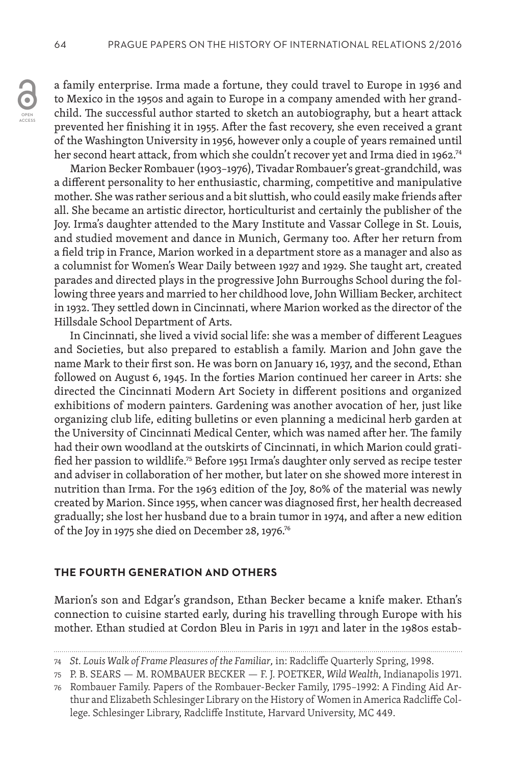a family enterprise. Irma made a fortune, they could travel to Europe in 1936 and to Mexico in the 1950s and again to Europe in a company amended with her grandchild. The successful author started to sketch an autobiography, but a heart attack prevented her finishing it in 1955. After the fast recovery, she even received a grant of the Washington University in 1956, however only a couple of years remained until her second heart attack, from which she couldn't recover yet and Irma died in 1962.[74]

Marion Becker Rombauer (1903–1976), Tivadar Rombauer's great-grandchild, was a different personality to her enthusiastic, charming, competitive and manipulative mother. She was rather serious and a bit sluttish, who could easily make friends after all. She became an artistic director, horticulturist and certainly the publisher of the Joy. Irma's daughter attended to the Mary Institute and Vassar College in St. Louis, and studied movement and dance in Munich, Germany too. After her return from a field trip in France, Marion worked in a department store as a manager and also as a columnist for Women's Wear Daily between 1927 and 1929. She taught art, created parades and directed plays in the progressive John Burroughs School during the following three years and married to her childhood love, John William Becker, architect in 1932. They settled down in Cincinnati, where Marion worked as the director of the Hillsdale School Department of Arts.

In Cincinnati, she lived a vivid social life: she was a member of different Leagues and Societies, but also prepared to establish a family. Marion and John gave the name Mark to their first son. He was born on January 16, 1937, and the second, Ethan followed on August 6, 1945. In the forties Marion continued her career in Arts: she directed the Cincinnati Modern Art Society in different positions and organized exhibitions of modern painters. Gardening was another avocation of her, just like organizing club life, editing bulletins or even planning a medicinal herb garden at the University of Cincinnati Medical Center, which was named after her. The family had their own woodland at the outskirts of Cincinnati, in which Marion could gratified her passion to wildlife.[75] Before 1951 Irma's daughter only served as recipe tester and adviser in collaboration of her mother, but later on she showed more interest in nutrition than Irma. For the 1963 edition of the Joy, 80% of the material was newly created by Marion. Since 1955, when cancer was diagnosed first, her health decreased gradually; she lost her husband due to a brain tumor in 1974, and after a new edition of the Joy in 1975 she died on December 28, 1976.[76]

## THE FOURTH GENERATION AND OTHERS

Marion's son and Edgar's grandson, Ethan Becker became a knife maker. Ethan's connection to cuisine started early, during his travelling through Europe with his mother. Ethan studied at Cordon Bleu in Paris in 1971 and later in the 1980s estab-

---

74 *St. Louis Walk of Frame Pleasures of the Familiar*, in: Radcliffe Quarterly Spring, 1998.

75 P. B. SEARS — M. ROMBAUER BECKER — F. J. POETKER, *Wild Wealth*, Indianapolis 1971.

76 Rombauer Family. Papers of the Rombauer-Becker Family, 1795–1992: A Finding Aid Arthur and Elizabeth Schlesinger Library on the History of Women in America Radcliffe College. Schlesinger Library, Radcliffe Institute, Harvard University, MC 449.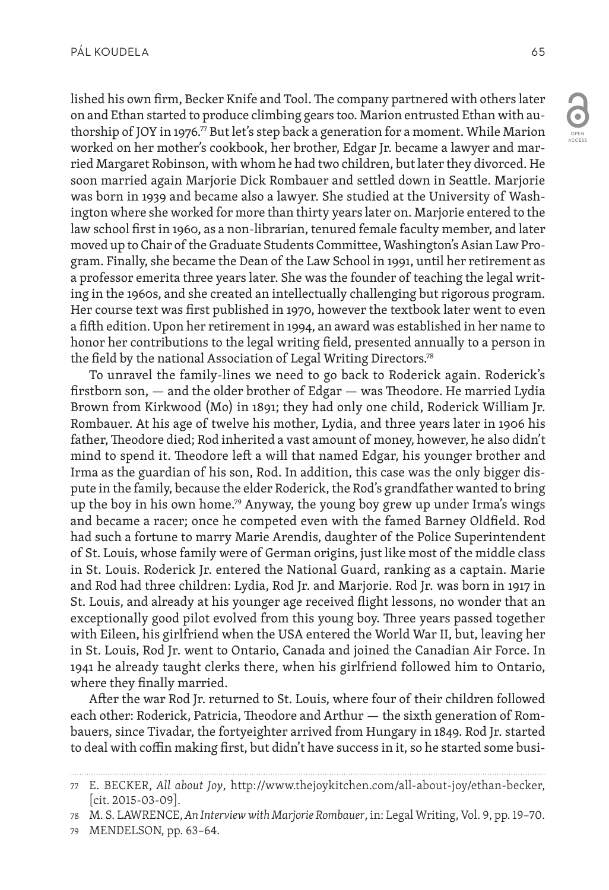lished his own firm, Becker Knife and Tool. The company partnered with others later on and Ethan started to produce climbing gears too. Marion entrusted Ethan with authorship of JOY in 1976.[77] But let's step back a generation for a moment. While Marion worked on her mother's cookbook, her brother, Edgar Jr. became a lawyer and married Margaret Robinson, with whom he had two children, but later they divorced. He soon married again Marjorie Dick Rombauer and settled down in Seattle. Marjorie was born in 1939 and became also a lawyer. She studied at the University of Washington where she worked for more than thirty years later on. Marjorie entered to the law school first in 1960, as a non-librarian, tenured female faculty member, and later moved up to Chair of the Graduate Students Committee, Washington's Asian Law Program. Finally, she became the Dean of the Law School in 1991, until her retirement as a professor emerita three years later. She was the founder of teaching the legal writing in the 1960s, and she created an intellectually challenging but rigorous program. Her course text was first published in 1970, however the textbook later went to even a fifth edition. Upon her retirement in 1994, an award was established in her name to honor her contributions to the legal writing field, presented annually to a person in the field by the national Association of Legal Writing Directors.[78]

To unravel the family-lines we need to go back to Roderick again. Roderick's firstborn son, — and the older brother of Edgar — was Theodore. He married Lydia Brown from Kirkwood (Mo) in 1891; they had only one child, Roderick William Jr. Rombauer. At his age of twelve his mother, Lydia, and three years later in 1906 his father, Theodore died; Rod inherited a vast amount of money, however, he also didn't mind to spend it. Theodore left a will that named Edgar, his younger brother and Irma as the guardian of his son, Rod. In addition, this case was the only bigger dispute in the family, because the elder Roderick, the Rod's grandfather wanted to bring up the boy in his own home.[79] Anyway, the young boy grew up under Irma's wings and became a racer; once he competed even with the famed Barney Oldfield. Rod had such a fortune to marry Marie Arendis, daughter of the Police Superintendent of St. Louis, whose family were of German origins, just like most of the middle class in St. Louis. Roderick Jr. entered the National Guard, ranking as a captain. Marie and Rod had three children: Lydia, Rod Jr. and Marjorie. Rod Jr. was born in 1917 in St. Louis, and already at his younger age received flight lessons, no wonder that an exceptionally good pilot evolved from this young boy. Three years passed together with Eileen, his girlfriend when the USA entered the World War II, but, leaving her in St. Louis, Rod Jr. went to Ontario, Canada and joined the Canadian Air Force. In 1941 he already taught clerks there, when his girlfriend followed him to Ontario, where they finally married.

After the war Rod Jr. returned to St. Louis, where four of their children followed each other: Roderick, Patricia, Theodore and Arthur — the sixth generation of Rombauers, since Tivadar, the fortyeighter arrived from Hungary in 1849. Rod Jr. started to deal with coffin making first, but didn't have success in it, so he started some busi-

---

77 E. BECKER, *All about Joy*, http://www.thejoykitchen.com/all-about-joy/ethan-becker, [cit. 2015-03-09].

78 M. S. LAWRENCE, *An Interview with Marjorie Rombauer*, in: Legal Writing, Vol. 9, pp. 19–70.

79 MENDELSON, pp. 63–64.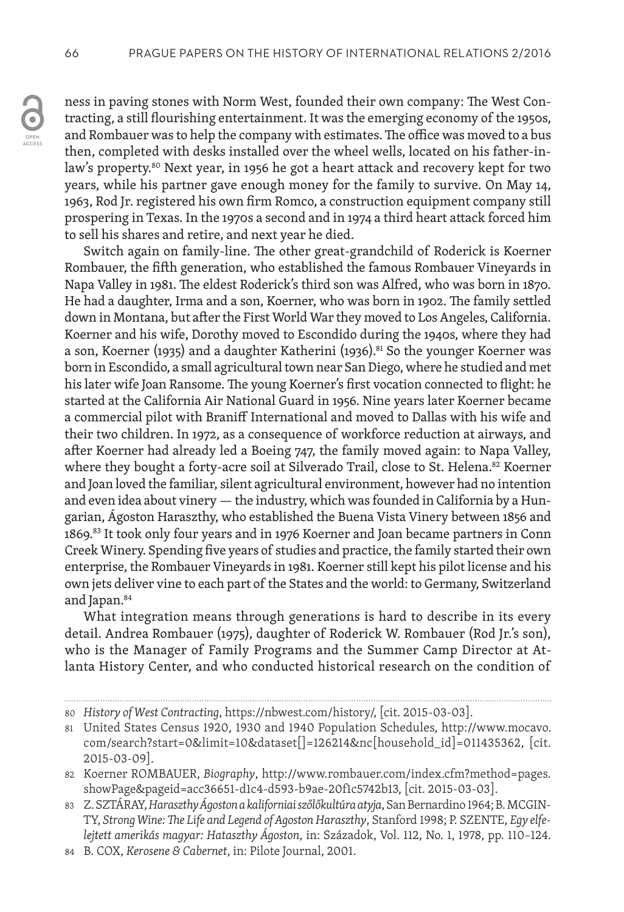ness in paving stones with Norm West, founded their own company: The West Contracting, a still flourishing entertainment. It was the emerging economy of the 1950s, and Rombauer was to help the company with estimates. The office was moved to a bus then, completed with desks installed over the wheel wells, located on his father-in-law's property.[80] Next year, in 1956 he got a heart attack and recovery kept for two years, while his partner gave enough money for the family to survive. On May 14, 1963, Rod Jr. registered his own firm Romco, a construction equipment company still prospering in Texas. In the 1970s a second and in 1974 a third heart attack forced him to sell his shares and retire, and next year he died.

Switch again on family-line. The other great-grandchild of Roderick is Koerner Rombauer, the fifth generation, who established the famous Rombauer Vineyards in Napa Valley in 1981. The eldest Roderick's third son was Alfred, who was born in 1870. He had a daughter, Irma and a son, Koerner, who was born in 1902. The family settled down in Montana, but after the First World War they moved to Los Angeles, California. Koerner and his wife, Dorothy moved to Escondido during the 1940s, where they had a son, Koerner (1935) and a daughter Katherini (1936).[81] So the younger Koerner was born in Escondido, a small agricultural town near San Diego, where he studied and met his later wife Joan Ransome. The young Koerner's first vocation connected to flight: he started at the California Air National Guard in 1956. Nine years later Koerner became a commercial pilot with Braniff International and moved to Dallas with his wife and their two children. In 1972, as a consequence of workforce reduction at airways, and after Koerner had already led a Boeing 747, the family moved again: to Napa Valley, where they bought a forty-acre soil at Silverado Trail, close to St. Helena.[82] Koerner and Joan loved the familiar, silent agricultural environment, however had no intention and even idea about vinery — the industry, which was founded in California by a Hungarian, Ágoston Haraszthy, who established the Buena Vista Vinery between 1856 and 1869.[83] It took only four years and in 1976 Koerner and Joan became partners in Conn Creek Winery. Spending five years of studies and practice, the family started their own enterprise, the Rombauer Vineyards in 1981. Koerner still kept his pilot license and his own jets deliver vine to each part of the States and the world: to Germany, Switzerland and Japan.[84]

What integration means through generations is hard to describe in its every detail. Andrea Rombauer (1975), daughter of Roderick W. Rombauer (Rod Jr.'s son), who is the Manager of Family Programs and the Summer Camp Director at Atlanta History Center, and who conducted historical research on the condition of

---

80 *History of West Contracting*, https://nbwest.com/history/, [cit. 2015-03-03].

81 United States Census 1920, 1930 and 1940 Population Schedules, http://www.mocavo.com/search?start=0&limit=10&dataset[]=126214&nc[household_id]=011435362, [cit. 2015-03-09].

82 Koerner ROMBAUER, *Biography*, http://www.rombauer.com/index.cfm?method=pages.showPage&pageid=acc36651-d1c4-d593-b9ae-20f1c5742b13, [cit. 2015-03-03].

83 Z. SZTÁRAY, *Haraszthy Ágoston a kaliforniai szőlőkultúra atyja*, San Bernardino 1964; B. MCGINTY, *Strong Wine: The Life and Legend of Agoston Haraszthy*, Stanford 1998; P. SZENTE, *Egy elfelejtett amerikás magyar: Hataszthy Ágoston*, in: Századok, Vol. 112, No. 1, 1978, pp. 110–124.

84 B. COX, *Kerosene & Cabernet*, in: Pilote Journal, 2001.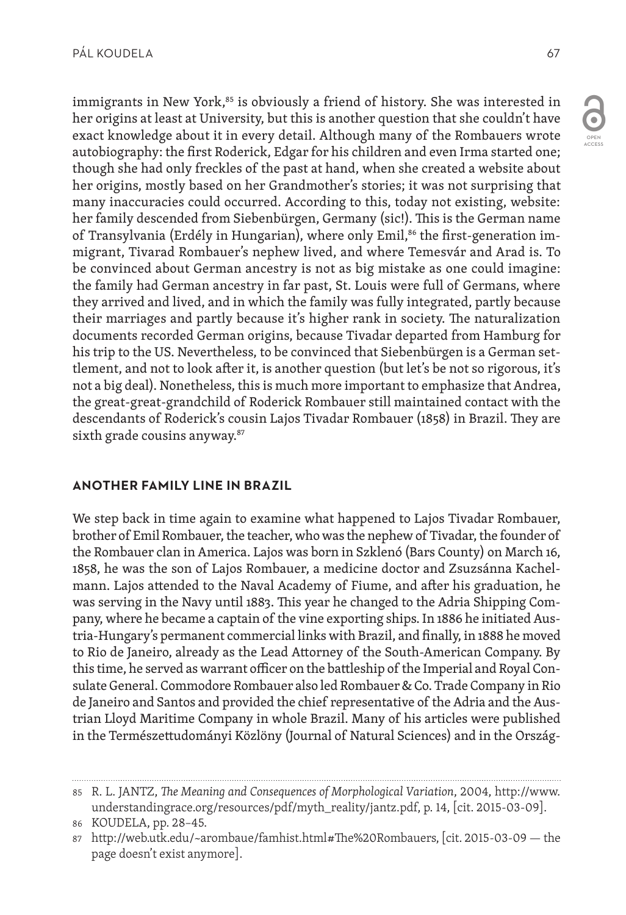immigrants in New York,[85] is obviously a friend of history. She was interested in her origins at least at University, but this is another question that she couldn't have exact knowledge about it in every detail. Although many of the Rombauers wrote autobiography: the first Roderick, Edgar for his children and even Irma started one; though she had only freckles of the past at hand, when she created a website about her origins, mostly based on her Grandmother's stories; it was not surprising that many inaccuracies could occurred. According to this, today not existing, website: her family descended from Siebenbürgen, Germany (sic!). This is the German name of Transylvania (Erdély in Hungarian), where only Emil,[86] the first-generation immigrant, Tivarad Rombauer's nephew lived, and where Temesvár and Arad is. To be convinced about German ancestry is not as big mistake as one could imagine: the family had German ancestry in far past, St. Louis were full of Germans, where they arrived and lived, and in which the family was fully integrated, partly because their marriages and partly because it's higher rank in society. The naturalization documents recorded German origins, because Tivadar departed from Hamburg for his trip to the US. Nevertheless, to be convinced that Siebenbürgen is a German settlement, and not to look after it, is another question (but let's be not so rigorous, it's not a big deal). Nonetheless, this is much more important to emphasize that Andrea, the great-great-grandchild of Roderick Rombauer still maintained contact with the descendants of Roderick's cousin Lajos Tivadar Rombauer (1858) in Brazil. They are sixth grade cousins anyway.[87]

## ANOTHER FAMILY LINE IN BRAZIL

We step back in time again to examine what happened to Lajos Tivadar Rombauer, brother of Emil Rombauer, the teacher, who was the nephew of Tivadar, the founder of the Rombauer clan in America. Lajos was born in Szklenó (Bars County) on March 16, 1858, he was the son of Lajos Rombauer, a medicine doctor and Zsuzsánna Kachelmann. Lajos attended to the Naval Academy of Fiume, and after his graduation, he was serving in the Navy until 1883. This year he changed to the Adria Shipping Company, where he became a captain of the vine exporting ships. In 1886 he initiated Austria-Hungary's permanent commercial links with Brazil, and finally, in 1888 he moved to Rio de Janeiro, already as the Lead Attorney of the South-American Company. By this time, he served as warrant officer on the battleship of the Imperial and Royal Consulate General. Commodore Rombauer also led Rombauer & Co. Trade Company in Rio de Janeiro and Santos and provided the chief representative of the Adria and the Austrian Lloyd Maritime Company in whole Brazil. Many of his articles were published in the Természettudományi Közlöny (Journal of Natural Sciences) and in the Ország-

---

85 R. L. JANTZ, *The Meaning and Consequences of Morphological Variation*, 2004, http://www.understandingrace.org/resources/pdf/myth_reality/jantz.pdf, p. 14, [cit. 2015-03-09].

86 KOUDELA, pp. 28–45.

87 http://web.utk.edu/~arombaue/famhist.html#The%20Rombauers, [cit. 2015-03-09 — the page doesn't exist anymore].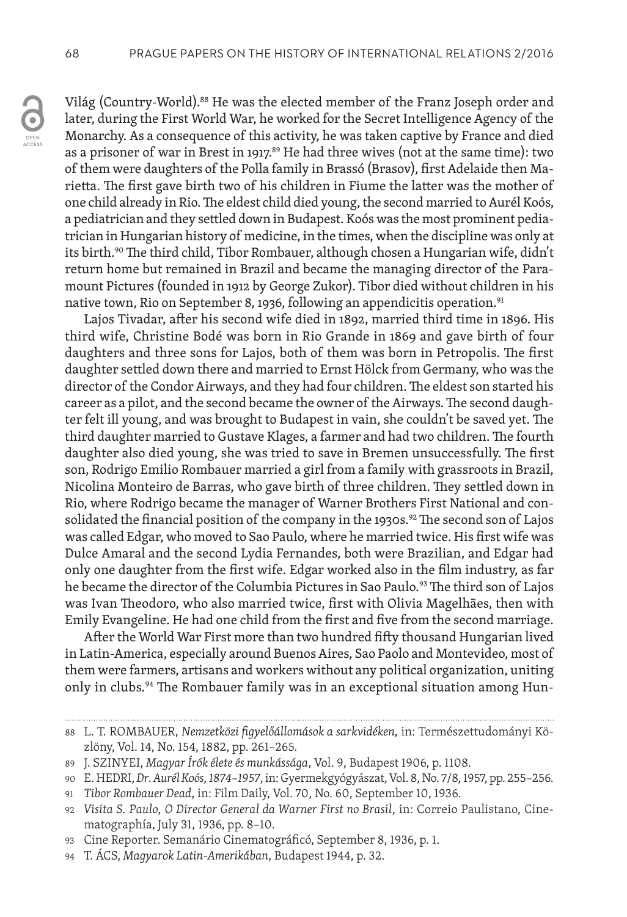Világ (Country-World).[88] He was the elected member of the Franz Joseph order and later, during the First World War, he worked for the Secret Intelligence Agency of the Monarchy. As a consequence of this activity, he was taken captive by France and died as a prisoner of war in Brest in 1917.[89] He had three wives (not at the same time): two of them were daughters of the Polla family in Brassó (Brasov), first Adelaide then Marietta. The first gave birth two of his children in Fiume the latter was the mother of one child already in Rio. The eldest child died young, the second married to Aurél Koós, a pediatrician and they settled down in Budapest. Koós was the most prominent pediatrician in Hungarian history of medicine, in the times, when the discipline was only at its birth.[90] The third child, Tibor Rombauer, although chosen a Hungarian wife, didn't return home but remained in Brazil and became the managing director of the Paramount Pictures (founded in 1912 by George Zukor). Tibor died without children in his native town, Rio on September 8, 1936, following an appendicitis operation.[91]

Lajos Tivadar, after his second wife died in 1892, married third time in 1896. His third wife, Christine Bodé was born in Rio Grande in 1869 and gave birth of four daughters and three sons for Lajos, both of them was born in Petropolis. The first daughter settled down there and married to Ernst Hölck from Germany, who was the director of the Condor Airways, and they had four children. The eldest son started his career as a pilot, and the second became the owner of the Airways. The second daughter felt ill young, and was brought to Budapest in vain, she couldn't be saved yet. The third daughter married to Gustave Klages, a farmer and had two children. The fourth daughter also died young, she was tried to save in Bremen unsuccessfully. The first son, Rodrigo Emilio Rombauer married a girl from a family with grassroots in Brazil, Nicolina Monteiro de Barras, who gave birth of three children. They settled down in Rio, where Rodrigo became the manager of Warner Brothers First National and consolidated the financial position of the company in the 1930s.[92] The second son of Lajos was called Edgar, who moved to Sao Paulo, where he married twice. His first wife was Dulce Amaral and the second Lydia Fernandes, both were Brazilian, and Edgar had only one daughter from the first wife. Edgar worked also in the film industry, as far he became the director of the Columbia Pictures in Sao Paulo.[93] The third son of Lajos was Ivan Theodoro, who also married twice, first with Olivia Magelhães, then with Emily Evangeline. He had one child from the first and five from the second marriage.

After the World War First more than two hundred fifty thousand Hungarian lived in Latin-America, especially around Buenos Aires, Sao Paolo and Montevideo, most of them were farmers, artisans and workers without any political organization, uniting only in clubs.[94] The Rombauer family was in an exceptional situation among Hun-

---

88 L. T. ROMBAUER, *Nemzetközi figyelőállomások a sarkvidéken*, in: Természettudományi Közlöny, Vol. 14, No. 154, 1882, pp. 261–265.

89 J. SZINYEI, *Magyar Írók élete és munkássága*, Vol. 9, Budapest 1906, p. 1108.

90 E. HEDRI, *Dr. Aurél Koós, 1874–1957*, in: Gyermekgyógyászat, Vol. 8, No. 7/8, 1957, pp. 255–256.

91 *Tibor Rombauer Dead*, in: Film Daily, Vol. 70, No. 60, September 10, 1936.

92 *Visita S. Paulo, O Director General da Warner First no Brasil*, in: Correio Paulistano, Cinematographía, July 31, 1936, pp. 8–10.

93 Cine Reporter. Semanário Cinematográficó, September 8, 1936, p. 1.

94 T. ÁCS, *Magyarok Latin-Amerikában*, Budapest 1944, p. 32.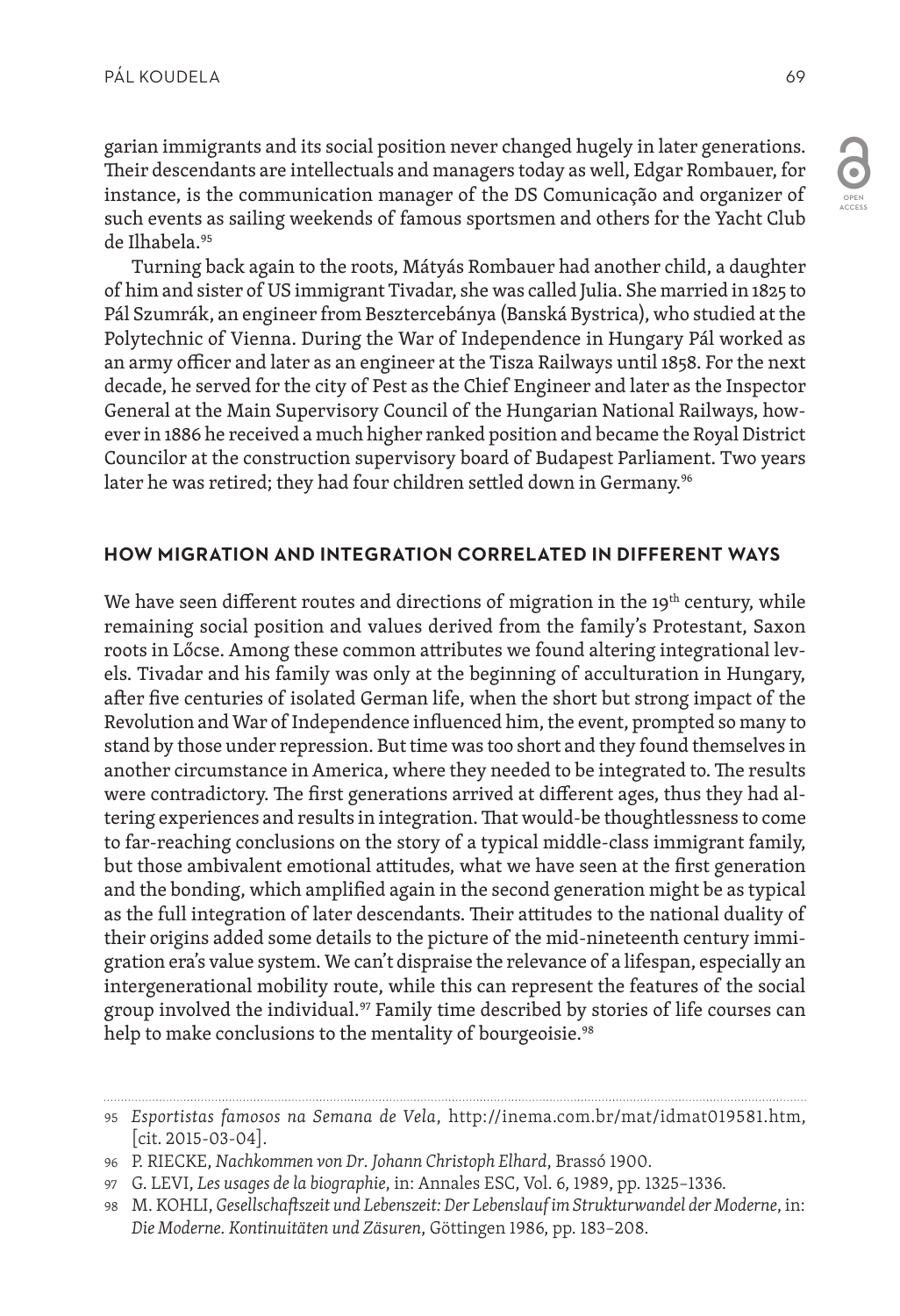garian immigrants and its social position never changed hugely in later generations. Their descendants are intellectuals and managers today as well, Edgar Rombauer, for instance, is the communication manager of the DS Comunicação and organizer of such events as sailing weekends of famous sportsmen and others for the Yacht Club de Ilhabela.[95]

Turning back again to the roots, Mátyás Rombauer had another child, a daughter of him and sister of US immigrant Tivadar, she was called Julia. She married in 1825 to Pál Szumrák, an engineer from Besztercebánya (Banská Bystrica), who studied at the Polytechnic of Vienna. During the War of Independence in Hungary Pál worked as an army officer and later as an engineer at the Tisza Railways until 1858. For the next decade, he served for the city of Pest as the Chief Engineer and later as the Inspector General at the Main Supervisory Council of the Hungarian National Railways, however in 1886 he received a much higher ranked position and became the Royal District Councilor at the construction supervisory board of Budapest Parliament. Two years later he was retired; they had four children settled down in Germany.[96]

## HOW MIGRATION AND INTEGRATION CORRELATED IN DIFFERENT WAYS

We have seen different routes and directions of migration in the 19th century, while remaining social position and values derived from the family's Protestant, Saxon roots in Lőcse. Among these common attributes we found altering integrational levels. Tivadar and his family was only at the beginning of acculturation in Hungary, after five centuries of isolated German life, when the short but strong impact of the Revolution and War of Independence influenced him, the event, prompted so many to stand by those under repression. But time was too short and they found themselves in another circumstance in America, where they needed to be integrated to. The results were contradictory. The first generations arrived at different ages, thus they had altering experiences and results in integration. That would-be thoughtlessness to come to far-reaching conclusions on the story of a typical middle-class immigrant family, but those ambivalent emotional attitudes, what we have seen at the first generation and the bonding, which amplified again in the second generation might be as typical as the full integration of later descendants. Their attitudes to the national duality of their origins added some details to the picture of the mid-nineteenth century immigration era's value system. We can't dispraise the relevance of a lifespan, especially an intergenerational mobility route, while this can represent the features of the social group involved the individual.[97] Family time described by stories of life courses can help to make conclusions to the mentality of bourgeoisie.[98]

---

95 *Esportistas famosos na Semana de Vela*, http://inema.com.br/mat/idmat019581.htm, [cit. 2015-03-04].

96 P. RIECKE, *Nachkommen von Dr. Johann Christoph Elhard*, Brassó 1900.

97 G. LEVI, *Les usages de la biographie*, in: Annales ESC, Vol. 6, 1989, pp. 1325–1336.

98 M. KOHLI, *Gesellschaftszeit und Lebenszeit: Der Lebenslauf im Strukturwandel der Moderne*, in: *Die Moderne. Kontinuitäten und Zäsuren*, Göttingen 1986, pp. 183–208.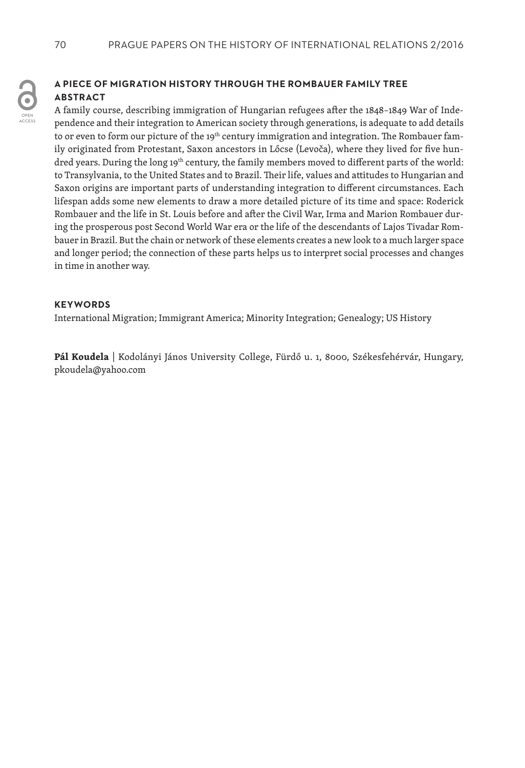## A PIECE OF MIGRATION HISTORY THROUGH THE ROMBAUER FAMILY TREE

### ABSTRACT

A family course, describing immigration of Hungarian refugees after the 1848–1849 War of Independence and their integration to American society through generations, is adequate to add details to or even to form our picture of the 19th century immigration and integration. The Rombauer family originated from Protestant, Saxon ancestors in Lőcse (Levoča), where they lived for five hundred years. During the long 19th century, the family members moved to different parts of the world: to Transylvania, to the United States and to Brazil. Their life, values and attitudes to Hungarian and Saxon origins are important parts of understanding integration to different circumstances. Each lifespan adds some new elements to draw a more detailed picture of its time and space: Roderick Rombauer and the life in St. Louis before and after the Civil War, Irma and Marion Rombauer during the prosperous post Second World War era or the life of the descendants of Lajos Tivadar Rombauer in Brazil. But the chain or network of these elements creates a new look to a much larger space and longer period; the connection of these parts helps us to interpret social processes and changes in time in another way.

### KEYWORDS

International Migration; Immigrant America; Minority Integration; Genealogy; US History

**Pál Koudela** | Kodolányi János University College, Fürdő u. 1, 8000, Székesfehérvár, Hungary, pkoudela@yahoo.com